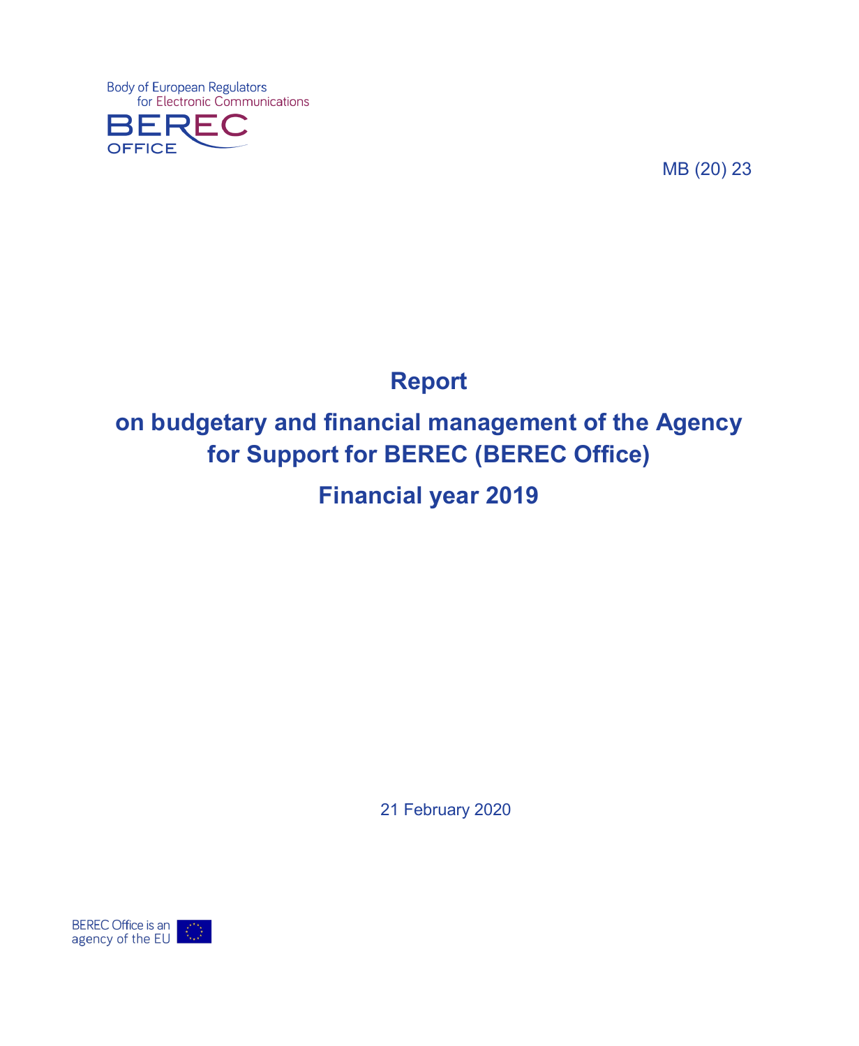Body of European Regulators for Electronic Communications

BEREC OFFICE

MB (20) 23

# Report

# on budgetary and financial management of the Agency for Support for BEREC (BEREC Office)

# Financial year 2019

21 February 2020

BEREC Office is an agency of the EU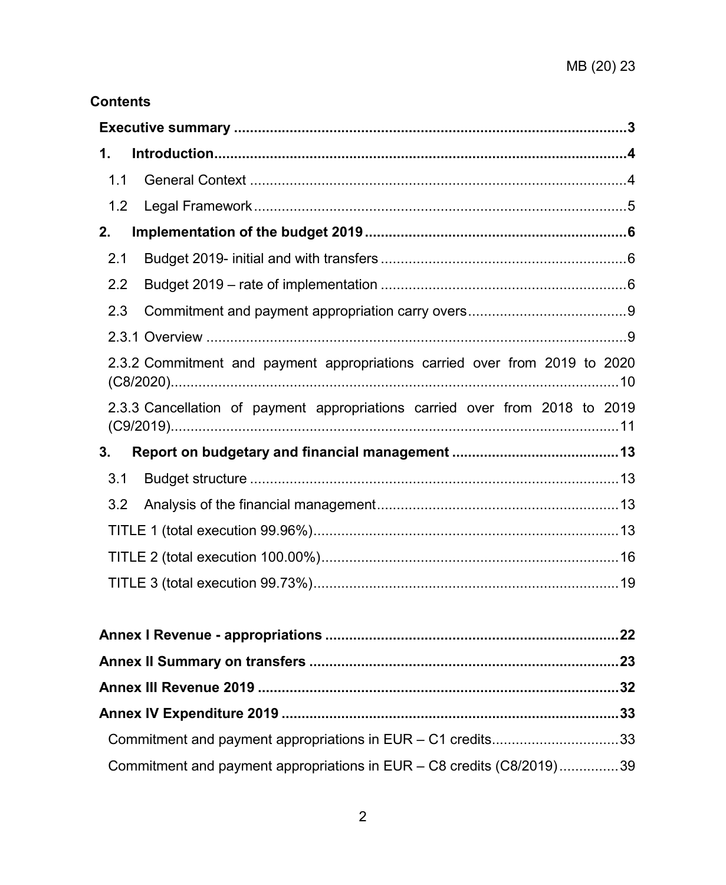**Contents**

**Executive summary** ... **3**

**1. Introduction** ... **4**

- 1.1 General Context ... 4
- 1.2 Legal Framework ... 5

**2. Implementation of the budget 2019** ... **6**

- 2.1 Budget 2019- initial and with transfers ... 6
- 2.2 Budget 2019 – rate of implementation ... 6
- 2.3 Commitment and payment appropriation carry overs ... 9
- 2.3.1 Overview ... 9
- 2.3.2 Commitment and payment appropriations carried over from 2019 to 2020 (C8/2020) ... 10
- 2.3.3 Cancellation of payment appropriations carried over from 2018 to 2019 (C9/2019) ... 11

**3. Report on budgetary and financial management** ... **13**

- 3.1 Budget structure ... 13
- 3.2 Analysis of the financial management ... 13
- TITLE 1 (total execution 99.96%) ... 13
- TITLE 2 (total execution 100.00%) ... 16
- TITLE 3 (total execution 99.73%) ... 19

**Annex I Revenue - appropriations** ... **22**

**Annex II Summary on transfers** ... **23**

**Annex III Revenue 2019** ... **32**

**Annex IV Expenditure 2019** ... **33**

- Commitment and payment appropriations in EUR – C1 credits ... 33
- Commitment and payment appropriations in EUR – C8 credits (C8/2019) ... 39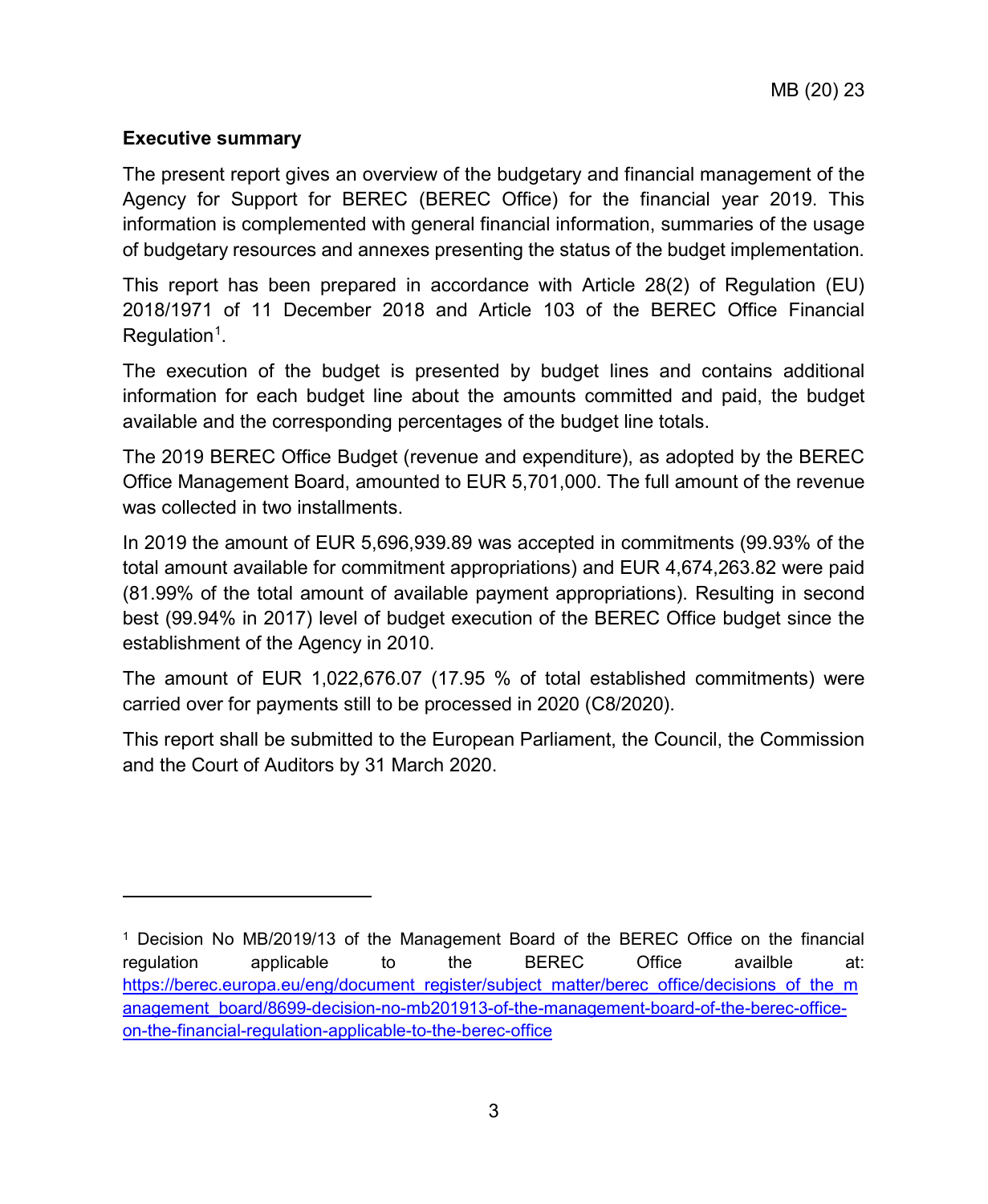## Executive summary

The present report gives an overview of the budgetary and financial management of the Agency for Support for BEREC (BEREC Office) for the financial year 2019. This information is complemented with general financial information, summaries of the usage of budgetary resources and annexes presenting the status of the budget implementation.

This report has been prepared in accordance with Article 28(2) of Regulation (EU) 2018/1971 of 11 December 2018 and Article 103 of the BEREC Office Financial Regulation[1].

The execution of the budget is presented by budget lines and contains additional information for each budget line about the amounts committed and paid, the budget available and the corresponding percentages of the budget line totals.

The 2019 BEREC Office Budget (revenue and expenditure), as adopted by the BEREC Office Management Board, amounted to EUR 5,701,000. The full amount of the revenue was collected in two installments.

In 2019 the amount of EUR 5,696,939.89 was accepted in commitments (99.93% of the total amount available for commitment appropriations) and EUR 4,674,263.82 were paid (81.99% of the total amount of available payment appropriations). Resulting in second best (99.94% in 2017) level of budget execution of the BEREC Office budget since the establishment of the Agency in 2010.

The amount of EUR 1,022,676.07 (17.95 % of total established commitments) were carried over for payments still to be processed in 2020 (C8/2020).

This report shall be submitted to the European Parliament, the Council, the Commission and the Court of Auditors by 31 March 2020.

---

[1] Decision No MB/2019/13 of the Management Board of the BEREC Office on the financial regulation applicable to the BEREC Office availble at: https://berec.europa.eu/eng/document_register/subject_matter/berec_office/decisions_of_the_management_board/8699-decision-no-mb201913-of-the-management-board-of-the-berec-office-on-the-financial-regulation-applicable-to-the-berec-office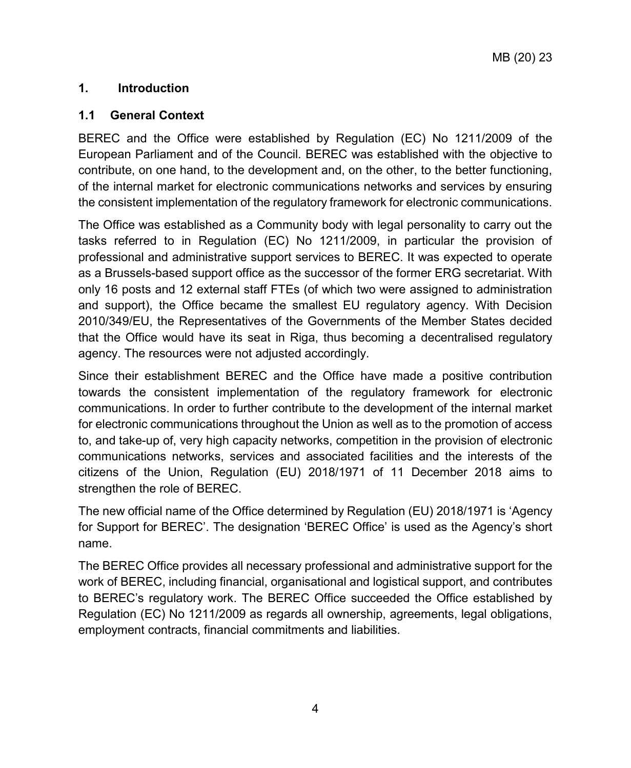# 1. Introduction

## 1.1 General Context

BEREC and the Office were established by Regulation (EC) No 1211/2009 of the European Parliament and of the Council. BEREC was established with the objective to contribute, on one hand, to the development and, on the other, to the better functioning, of the internal market for electronic communications networks and services by ensuring the consistent implementation of the regulatory framework for electronic communications.

The Office was established as a Community body with legal personality to carry out the tasks referred to in Regulation (EC) No 1211/2009, in particular the provision of professional and administrative support services to BEREC. It was expected to operate as a Brussels-based support office as the successor of the former ERG secretariat. With only 16 posts and 12 external staff FTEs (of which two were assigned to administration and support), the Office became the smallest EU regulatory agency. With Decision 2010/349/EU, the Representatives of the Governments of the Member States decided that the Office would have its seat in Riga, thus becoming a decentralised regulatory agency. The resources were not adjusted accordingly.

Since their establishment BEREC and the Office have made a positive contribution towards the consistent implementation of the regulatory framework for electronic communications. In order to further contribute to the development of the internal market for electronic communications throughout the Union as well as to the promotion of access to, and take-up of, very high capacity networks, competition in the provision of electronic communications networks, services and associated facilities and the interests of the citizens of the Union, Regulation (EU) 2018/1971 of 11 December 2018 aims to strengthen the role of BEREC.

The new official name of the Office determined by Regulation (EU) 2018/1971 is 'Agency for Support for BEREC'. The designation 'BEREC Office' is used as the Agency's short name.

The BEREC Office provides all necessary professional and administrative support for the work of BEREC, including financial, organisational and logistical support, and contributes to BEREC's regulatory work. The BEREC Office succeeded the Office established by Regulation (EC) No 1211/2009 as regards all ownership, agreements, legal obligations, employment contracts, financial commitments and liabilities.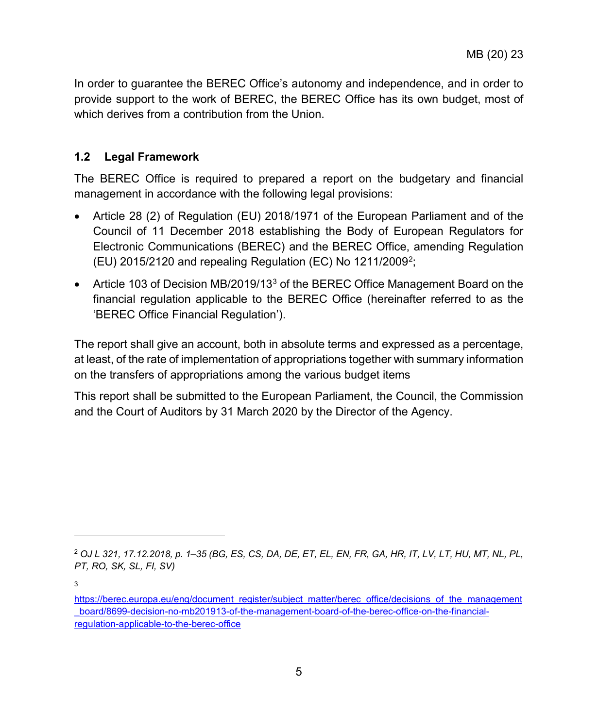In order to guarantee the BEREC Office's autonomy and independence, and in order to provide support to the work of BEREC, the BEREC Office has its own budget, most of which derives from a contribution from the Union.

## 1.2 Legal Framework

The BEREC Office is required to prepared a report on the budgetary and financial management in accordance with the following legal provisions:

- Article 28 (2) of Regulation (EU) 2018/1971 of the European Parliament and of the Council of 11 December 2018 establishing the Body of European Regulators for Electronic Communications (BEREC) and the BEREC Office, amending Regulation (EU) 2015/2120 and repealing Regulation (EC) No 1211/2009[2];
- Article 103 of Decision MB/2019/13[3] of the BEREC Office Management Board on the financial regulation applicable to the BEREC Office (hereinafter referred to as the 'BEREC Office Financial Regulation').

The report shall give an account, both in absolute terms and expressed as a percentage, at least, of the rate of implementation of appropriations together with summary information on the transfers of appropriations among the various budget items

This report shall be submitted to the European Parliament, the Council, the Commission and the Court of Auditors by 31 March 2020 by the Director of the Agency.

---

[2] *OJ L 321, 17.12.2018, p. 1–35 (BG, ES, CS, DA, DE, ET, EL, EN, FR, GA, HR, IT, LV, LT, HU, MT, NL, PL, PT, RO, SK, SL, FI, SV)*

[3] https://berec.europa.eu/eng/document_register/subject_matter/berec_office/decisions_of_the_management_board/8699-decision-no-mb201913-of-the-management-board-of-the-berec-office-on-the-financial-regulation-applicable-to-the-berec-office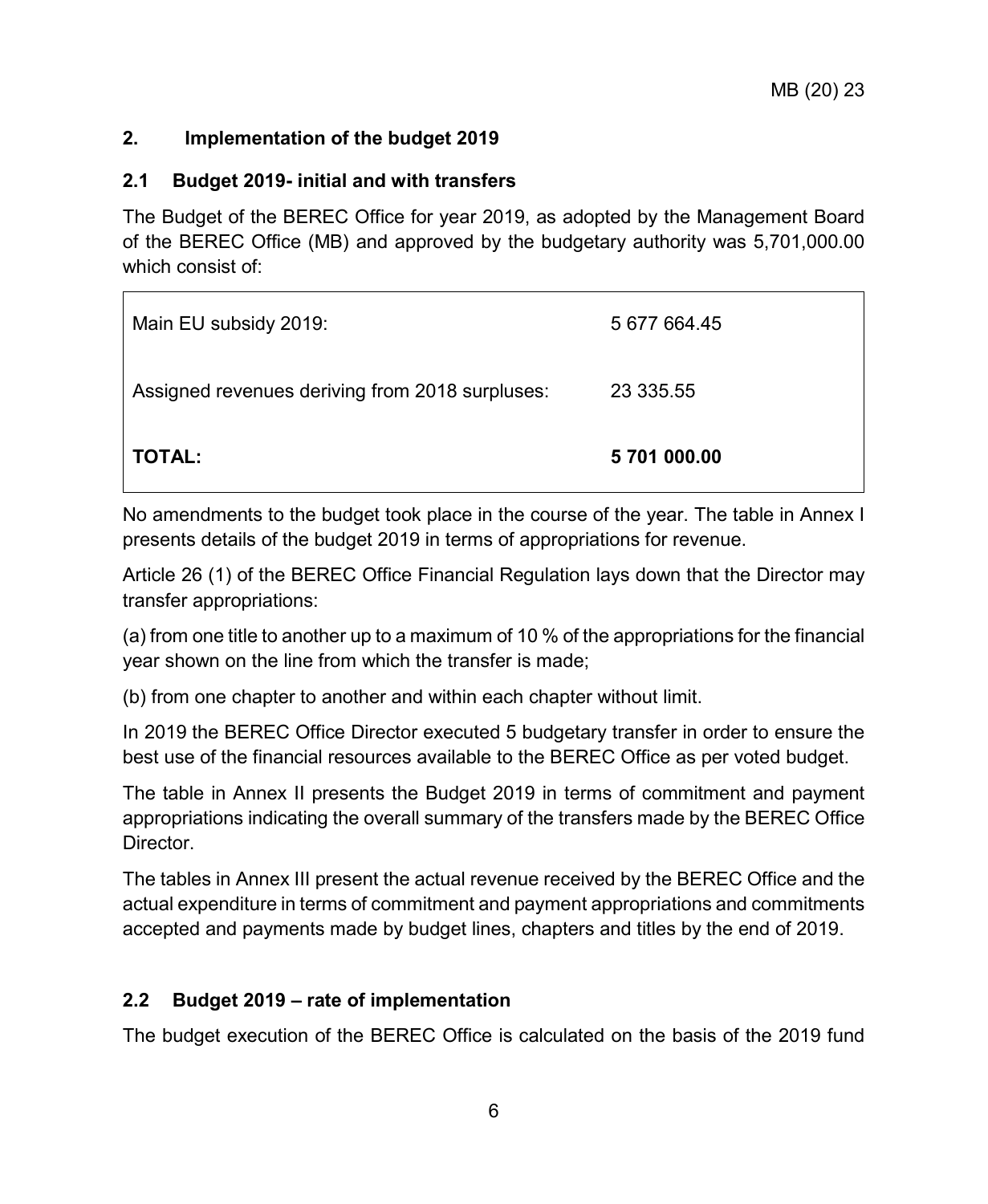## 2. Implementation of the budget 2019

### 2.1 Budget 2019- initial and with transfers

The Budget of the BEREC Office for year 2019, as adopted by the Management Board of the BEREC Office (MB) and approved by the budgetary authority was 5,701,000.00 which consist of:

| | |
|---|---|
| Main EU subsidy 2019: | 5 677 664.45 |
| Assigned revenues deriving from 2018 surpluses: | 23 335.55 |
| **TOTAL:** | **5 701 000.00** |

No amendments to the budget took place in the course of the year. The table in Annex I presents details of the budget 2019 in terms of appropriations for revenue.

Article 26 (1) of the BEREC Office Financial Regulation lays down that the Director may transfer appropriations:

(a) from one title to another up to a maximum of 10 % of the appropriations for the financial year shown on the line from which the transfer is made;

(b) from one chapter to another and within each chapter without limit.

In 2019 the BEREC Office Director executed 5 budgetary transfer in order to ensure the best use of the financial resources available to the BEREC Office as per voted budget.

The table in Annex II presents the Budget 2019 in terms of commitment and payment appropriations indicating the overall summary of the transfers made by the BEREC Office Director.

The tables in Annex III present the actual revenue received by the BEREC Office and the actual expenditure in terms of commitment and payment appropriations and commitments accepted and payments made by budget lines, chapters and titles by the end of 2019.

### 2.2 Budget 2019 – rate of implementation

The budget execution of the BEREC Office is calculated on the basis of the 2019 fund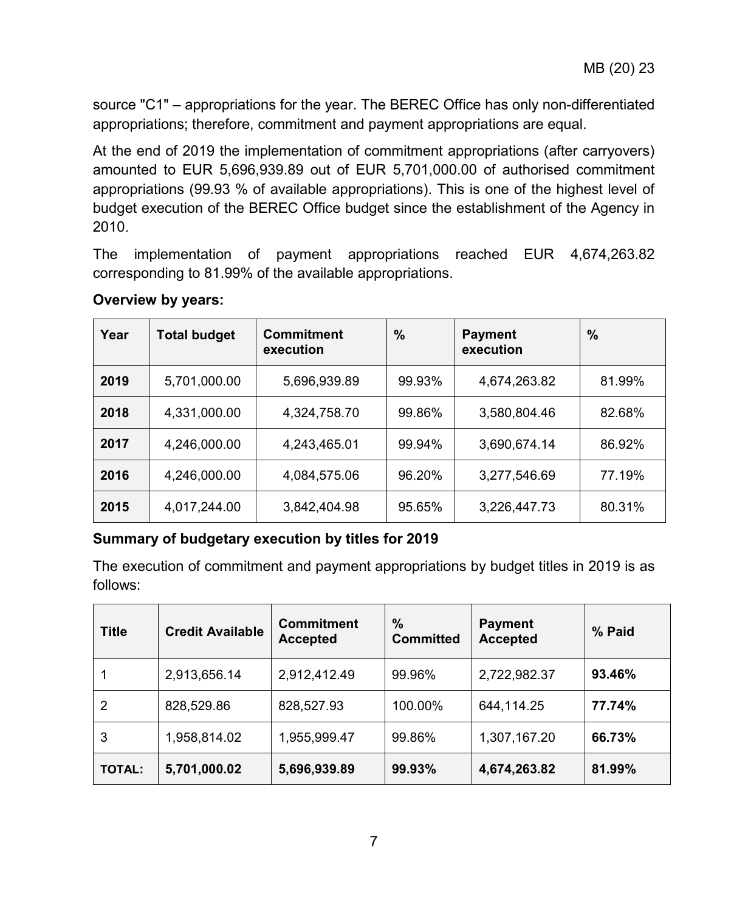source "C1" – appropriations for the year. The BEREC Office has only non-differentiated appropriations; therefore, commitment and payment appropriations are equal.

At the end of 2019 the implementation of commitment appropriations (after carryovers) amounted to EUR 5,696,939.89 out of EUR 5,701,000.00 of authorised commitment appropriations (99.93 % of available appropriations). This is one of the highest level of budget execution of the BEREC Office budget since the establishment of the Agency in 2010.

The implementation of payment appropriations reached EUR 4,674,263.82 corresponding to 81.99% of the available appropriations.

**Overview by years:**

| Year | Total budget | Commitment execution | % | Payment execution | % |
|---|---|---|---|---|---|
| **2019** | 5,701,000.00 | 5,696,939.89 | 99.93% | 4,674,263.82 | 81.99% |
| **2018** | 4,331,000.00 | 4,324,758.70 | 99.86% | 3,580,804.46 | 82.68% |
| **2017** | 4,246,000.00 | 4,243,465.01 | 99.94% | 3,690,674.14 | 86.92% |
| **2016** | 4,246,000.00 | 4,084,575.06 | 96.20% | 3,277,546.69 | 77.19% |
| **2015** | 4,017,244.00 | 3,842,404.98 | 95.65% | 3,226,447.73 | 80.31% |

**Summary of budgetary execution by titles for 2019**

The execution of commitment and payment appropriations by budget titles in 2019 is as follows:

| Title | Credit Available | Commitment Accepted | % Committed | Payment Accepted | % Paid |
|---|---|---|---|---|---|
| 1 | 2,913,656.14 | 2,912,412.49 | 99.96% | 2,722,982.37 | **93.46%** |
| 2 | 828,529.86 | 828,527.93 | 100.00% | 644,114.25 | **77.74%** |
| 3 | 1,958,814.02 | 1,955,999.47 | 99.86% | 1,307,167.20 | **66.73%** |
| **TOTAL:** | **5,701,000.02** | **5,696,939.89** | **99.93%** | **4,674,263.82** | **81.99%** |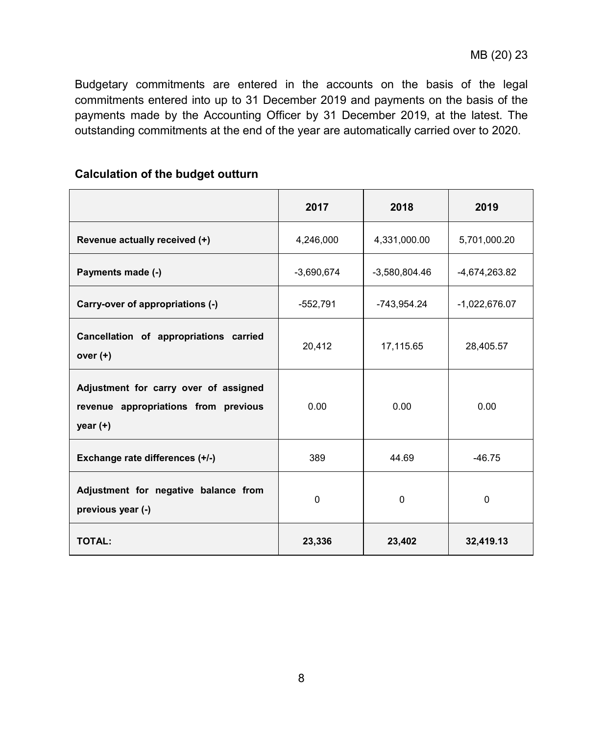Budgetary commitments are entered in the accounts on the basis of the legal commitments entered into up to 31 December 2019 and payments on the basis of the payments made by the Accounting Officer by 31 December 2019, at the latest. The outstanding commitments at the end of the year are automatically carried over to 2020.

**Calculation of the budget outturn**

| | 2017 | 2018 | 2019 |
|---|---|---|---|
| **Revenue actually received (+)** | 4,246,000 | 4,331,000.00 | 5,701,000.20 |
| **Payments made (-)** | -3,690,674 | -3,580,804.46 | -4,674,263.82 |
| **Carry-over of appropriations (-)** | -552,791 | -743,954.24 | -1,022,676.07 |
| **Cancellation of appropriations carried over (+)** | 20,412 | 17,115.65 | 28,405.57 |
| **Adjustment for carry over of assigned revenue appropriations from previous year (+)** | 0.00 | 0.00 | 0.00 |
| **Exchange rate differences (+/-)** | 389 | 44.69 | -46.75 |
| **Adjustment for negative balance from previous year (-)** | 0 | 0 | 0 |
| **TOTAL:** | **23,336** | **23,402** | **32,419.13** |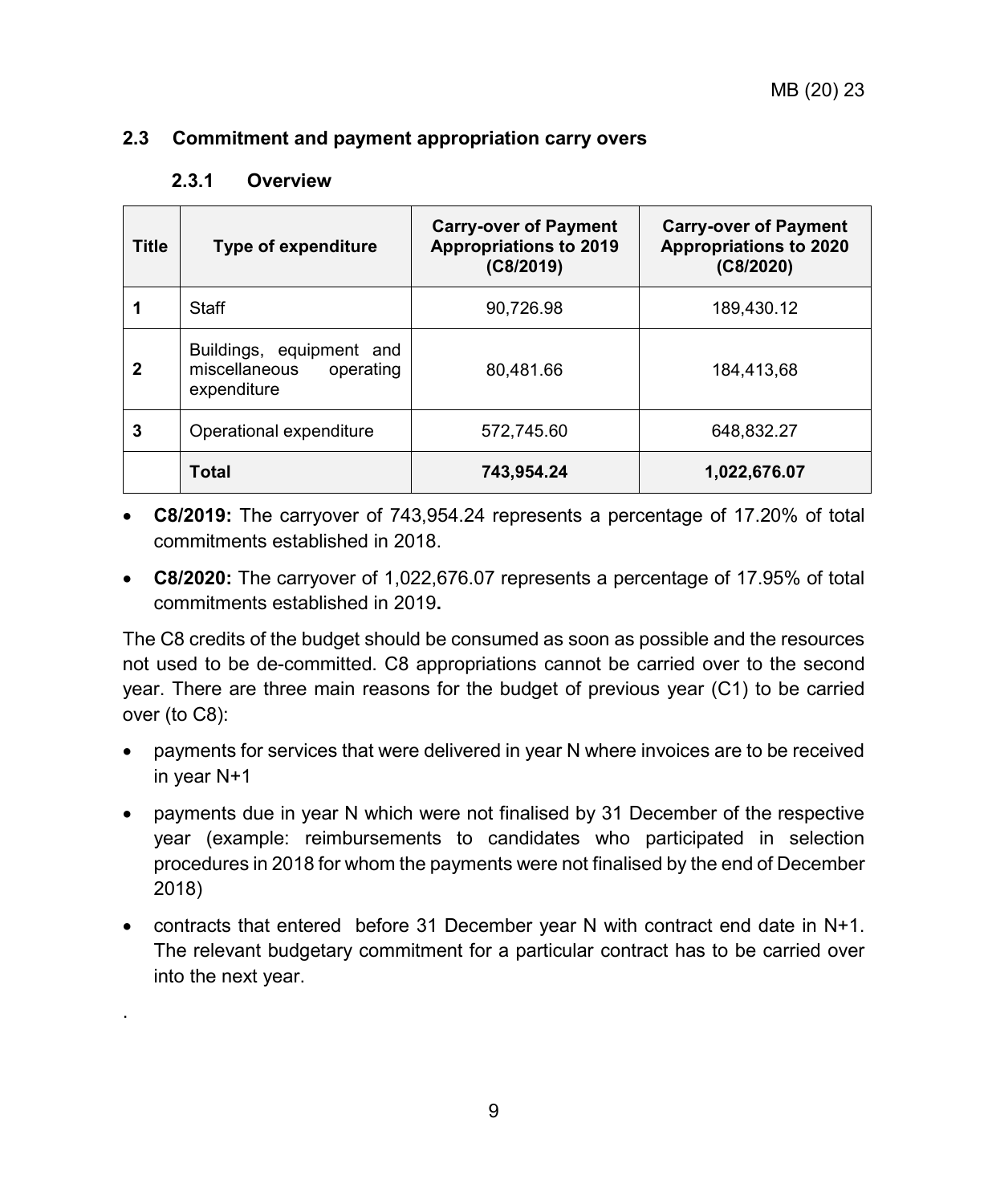## 2.3 Commitment and payment appropriation carry overs

### 2.3.1 Overview

| Title | Type of expenditure | Carry-over of Payment Appropriations to 2019 (C8/2019) | Carry-over of Payment Appropriations to 2020 (C8/2020) |
|---|---|---|---|
| 1 | Staff | 90,726.98 | 189,430.12 |
| 2 | Buildings, equipment and miscellaneous operating expenditure | 80,481.66 | 184,413,68 |
| 3 | Operational expenditure | 572,745.60 | 648,832.27 |
| | **Total** | **743,954.24** | **1,022,676.07** |

- **C8/2019:** The carryover of 743,954.24 represents a percentage of 17.20% of total commitments established in 2018.
- **C8/2020:** The carryover of 1,022,676.07 represents a percentage of 17.95% of total commitments established in 2019**.**

The C8 credits of the budget should be consumed as soon as possible and the resources not used to be de-committed. C8 appropriations cannot be carried over to the second year. There are three main reasons for the budget of previous year (C1) to be carried over (to C8):

- payments for services that were delivered in year N where invoices are to be received in year N+1
- payments due in year N which were not finalised by 31 December of the respective year (example: reimbursements to candidates who participated in selection procedures in 2018 for whom the payments were not finalised by the end of December 2018)
- contracts that entered before 31 December year N with contract end date in N+1. The relevant budgetary commitment for a particular contract has to be carried over into the next year.

.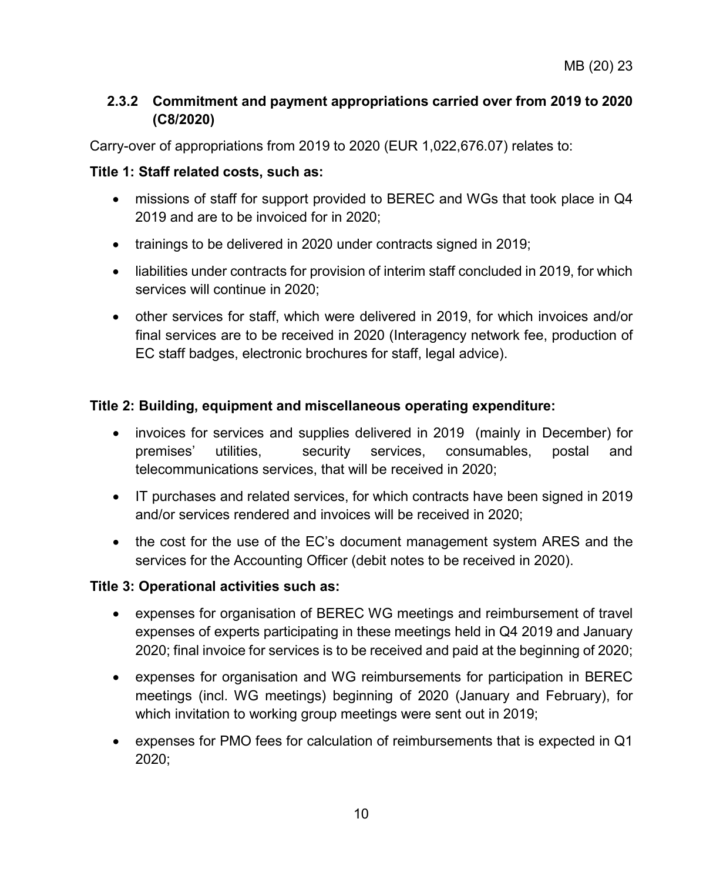### 2.3.2 Commitment and payment appropriations carried over from 2019 to 2020 (C8/2020)

Carry-over of appropriations from 2019 to 2020 (EUR 1,022,676.07) relates to:

**Title 1: Staff related costs, such as:**

- missions of staff for support provided to BEREC and WGs that took place in Q4 2019 and are to be invoiced for in 2020;
- trainings to be delivered in 2020 under contracts signed in 2019;
- liabilities under contracts for provision of interim staff concluded in 2019, for which services will continue in 2020;
- other services for staff, which were delivered in 2019, for which invoices and/or final services are to be received in 2020 (Interagency network fee, production of EC staff badges, electronic brochures for staff, legal advice).

**Title 2: Building, equipment and miscellaneous operating expenditure:**

- invoices for services and supplies delivered in 2019 (mainly in December) for premises' utilities, security services, consumables, postal and telecommunications services, that will be received in 2020;
- IT purchases and related services, for which contracts have been signed in 2019 and/or services rendered and invoices will be received in 2020;
- the cost for the use of the EC's document management system ARES and the services for the Accounting Officer (debit notes to be received in 2020).

**Title 3: Operational activities such as:**

- expenses for organisation of BEREC WG meetings and reimbursement of travel expenses of experts participating in these meetings held in Q4 2019 and January 2020; final invoice for services is to be received and paid at the beginning of 2020;
- expenses for organisation and WG reimbursements for participation in BEREC meetings (incl. WG meetings) beginning of 2020 (January and February), for which invitation to working group meetings were sent out in 2019;
- expenses for PMO fees for calculation of reimbursements that is expected in Q1 2020;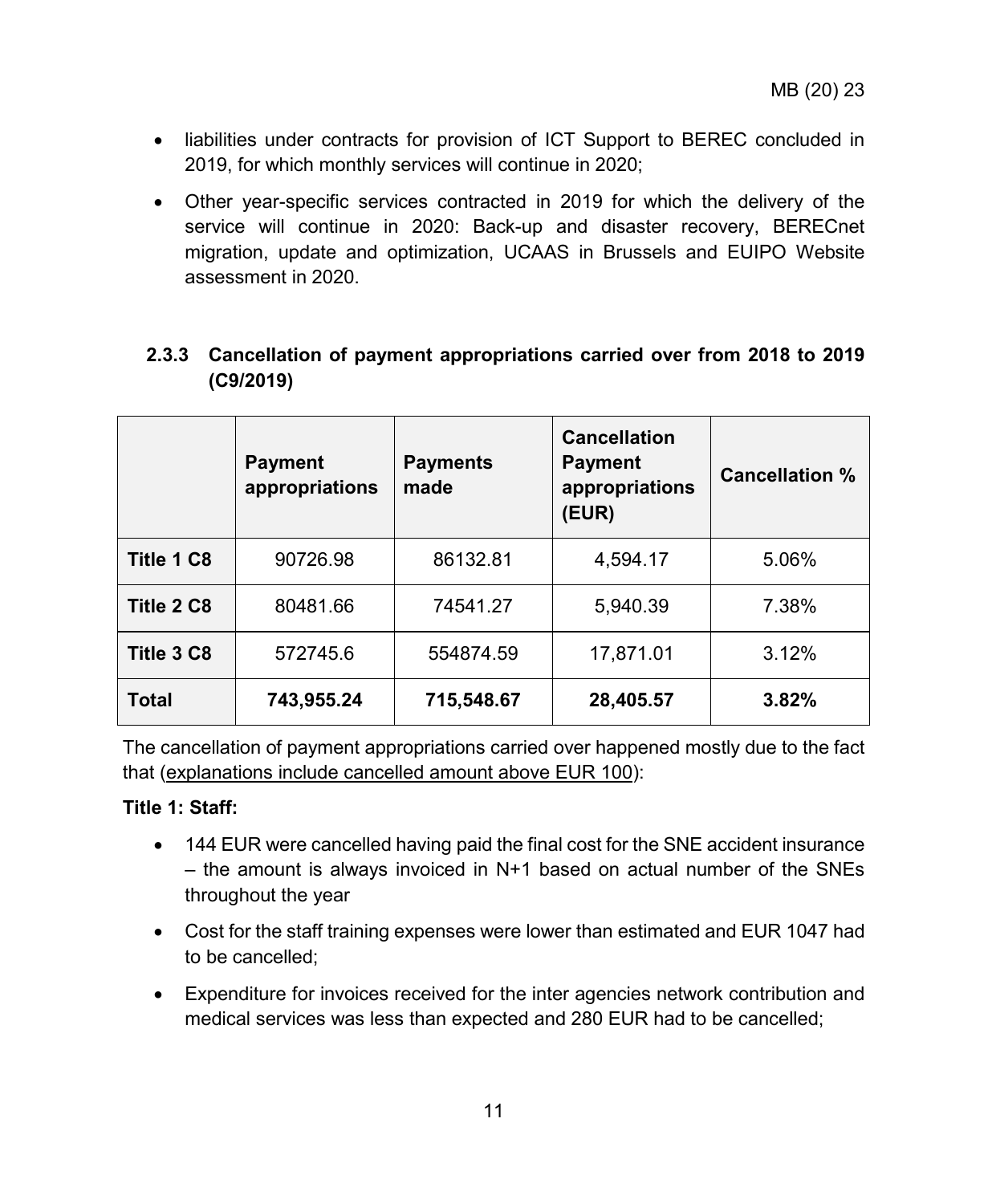- liabilities under contracts for provision of ICT Support to BEREC concluded in 2019, for which monthly services will continue in 2020;
- Other year-specific services contracted in 2019 for which the delivery of the service will continue in 2020: Back-up and disaster recovery, BERECnet migration, update and optimization, UCAAS in Brussels and EUIPO Website assessment in 2020.

### 2.3.3 Cancellation of payment appropriations carried over from 2018 to 2019 (C9/2019)

| | Payment appropriations | Payments made | Cancellation Payment appropriations (EUR) | Cancellation % |
|---|---|---|---|---|
| **Title 1 C8** | 90726.98 | 86132.81 | 4,594.17 | 5.06% |
| **Title 2 C8** | 80481.66 | 74541.27 | 5,940.39 | 7.38% |
| **Title 3 C8** | 572745.6 | 554874.59 | 17,871.01 | 3.12% |
| **Total** | **743,955.24** | **715,548.67** | **28,405.57** | **3.82%** |

The cancellation of payment appropriations carried over happened mostly due to the fact that (explanations include cancelled amount above EUR 100):

**Title 1: Staff:**

- 144 EUR were cancelled having paid the final cost for the SNE accident insurance – the amount is always invoiced in N+1 based on actual number of the SNEs throughout the year
- Cost for the staff training expenses were lower than estimated and EUR 1047 had to be cancelled;
- Expenditure for invoices received for the inter agencies network contribution and medical services was less than expected and 280 EUR had to be cancelled;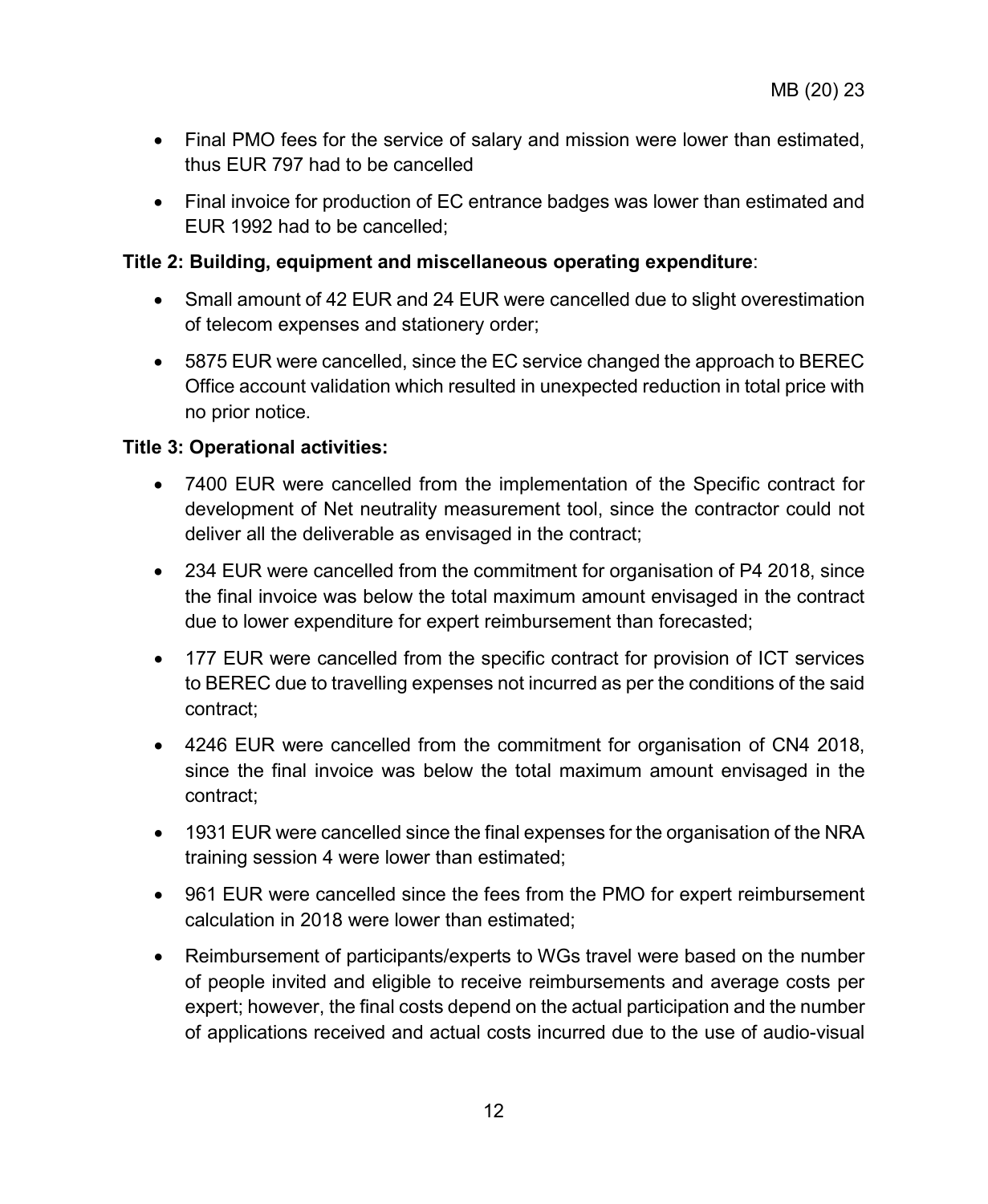- Final PMO fees for the service of salary and mission were lower than estimated, thus EUR 797 had to be cancelled
- Final invoice for production of EC entrance badges was lower than estimated and EUR 1992 had to be cancelled;

**Title 2: Building, equipment and miscellaneous operating expenditure**:

- Small amount of 42 EUR and 24 EUR were cancelled due to slight overestimation of telecom expenses and stationery order;
- 5875 EUR were cancelled, since the EC service changed the approach to BEREC Office account validation which resulted in unexpected reduction in total price with no prior notice.

**Title 3: Operational activities:**

- 7400 EUR were cancelled from the implementation of the Specific contract for development of Net neutrality measurement tool, since the contractor could not deliver all the deliverable as envisaged in the contract;
- 234 EUR were cancelled from the commitment for organisation of P4 2018, since the final invoice was below the total maximum amount envisaged in the contract due to lower expenditure for expert reimbursement than forecasted;
- 177 EUR were cancelled from the specific contract for provision of ICT services to BEREC due to travelling expenses not incurred as per the conditions of the said contract;
- 4246 EUR were cancelled from the commitment for organisation of CN4 2018, since the final invoice was below the total maximum amount envisaged in the contract;
- 1931 EUR were cancelled since the final expenses for the organisation of the NRA training session 4 were lower than estimated;
- 961 EUR were cancelled since the fees from the PMO for expert reimbursement calculation in 2018 were lower than estimated;
- Reimbursement of participants/experts to WGs travel were based on the number of people invited and eligible to receive reimbursements and average costs per expert; however, the final costs depend on the actual participation and the number of applications received and actual costs incurred due to the use of audio-visual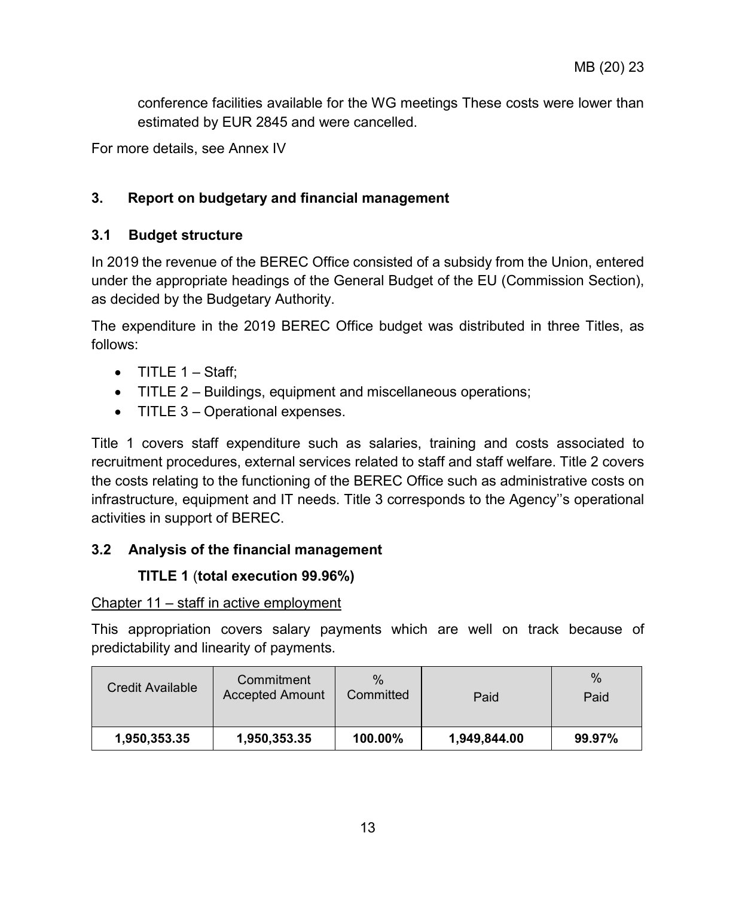conference facilities available for the WG meetings These costs were lower than estimated by EUR 2845 and were cancelled.

For more details, see Annex IV

## 3. Report on budgetary and financial management

### 3.1 Budget structure

In 2019 the revenue of the BEREC Office consisted of a subsidy from the Union, entered under the appropriate headings of the General Budget of the EU (Commission Section), as decided by the Budgetary Authority.

The expenditure in the 2019 BEREC Office budget was distributed in three Titles, as follows:

- TITLE 1 – Staff;
- TITLE 2 – Buildings, equipment and miscellaneous operations;
- TITLE 3 – Operational expenses.

Title 1 covers staff expenditure such as salaries, training and costs associated to recruitment procedures, external services related to staff and staff welfare. Title 2 covers the costs relating to the functioning of the BEREC Office such as administrative costs on infrastructure, equipment and IT needs. Title 3 corresponds to the Agency''s operational activities in support of BEREC.

### 3.2 Analysis of the financial management

**TITLE 1 (total execution 99.96%)**

Chapter 11 – staff in active employment

This appropriation covers salary payments which are well on track because of predictability and linearity of payments.

| Credit Available | Commitment Accepted Amount | % Committed | Paid | % Paid |
|---|---|---|---|---|
| **1,950,353.35** | **1,950,353.35** | **100.00%** | **1,949,844.00** | **99.97%** |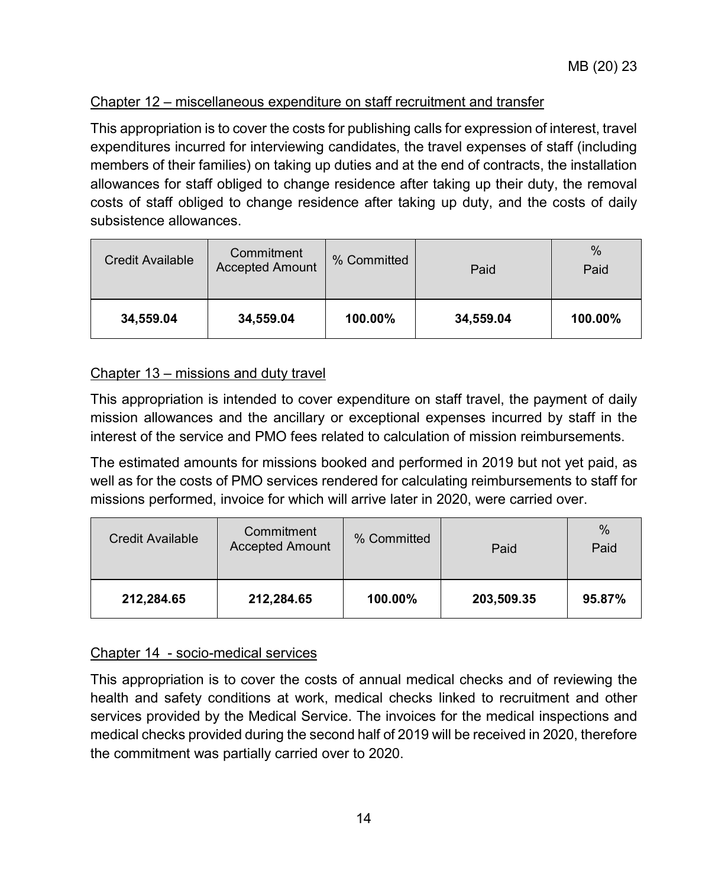Chapter 12 – miscellaneous expenditure on staff recruitment and transfer

This appropriation is to cover the costs for publishing calls for expression of interest, travel expenditures incurred for interviewing candidates, the travel expenses of staff (including members of their families) on taking up duties and at the end of contracts, the installation allowances for staff obliged to change residence after taking up their duty, the removal costs of staff obliged to change residence after taking up duty, and the costs of daily subsistence allowances.

| Credit Available | Commitment Accepted Amount | % Committed | Paid | % Paid |
|---|---|---|---|---|
| **34,559.04** | **34,559.04** | **100.00%** | **34,559.04** | **100.00%** |

Chapter 13 – missions and duty travel

This appropriation is intended to cover expenditure on staff travel, the payment of daily mission allowances and the ancillary or exceptional expenses incurred by staff in the interest of the service and PMO fees related to calculation of mission reimbursements.

The estimated amounts for missions booked and performed in 2019 but not yet paid, as well as for the costs of PMO services rendered for calculating reimbursements to staff for missions performed, invoice for which will arrive later in 2020, were carried over.

| Credit Available | Commitment Accepted Amount | % Committed | Paid | % Paid |
|---|---|---|---|---|
| **212,284.65** | **212,284.65** | **100.00%** | **203,509.35** | **95.87%** |

Chapter 14 - socio-medical services

This appropriation is to cover the costs of annual medical checks and of reviewing the health and safety conditions at work, medical checks linked to recruitment and other services provided by the Medical Service. The invoices for the medical inspections and medical checks provided during the second half of 2019 will be received in 2020, therefore the commitment was partially carried over to 2020.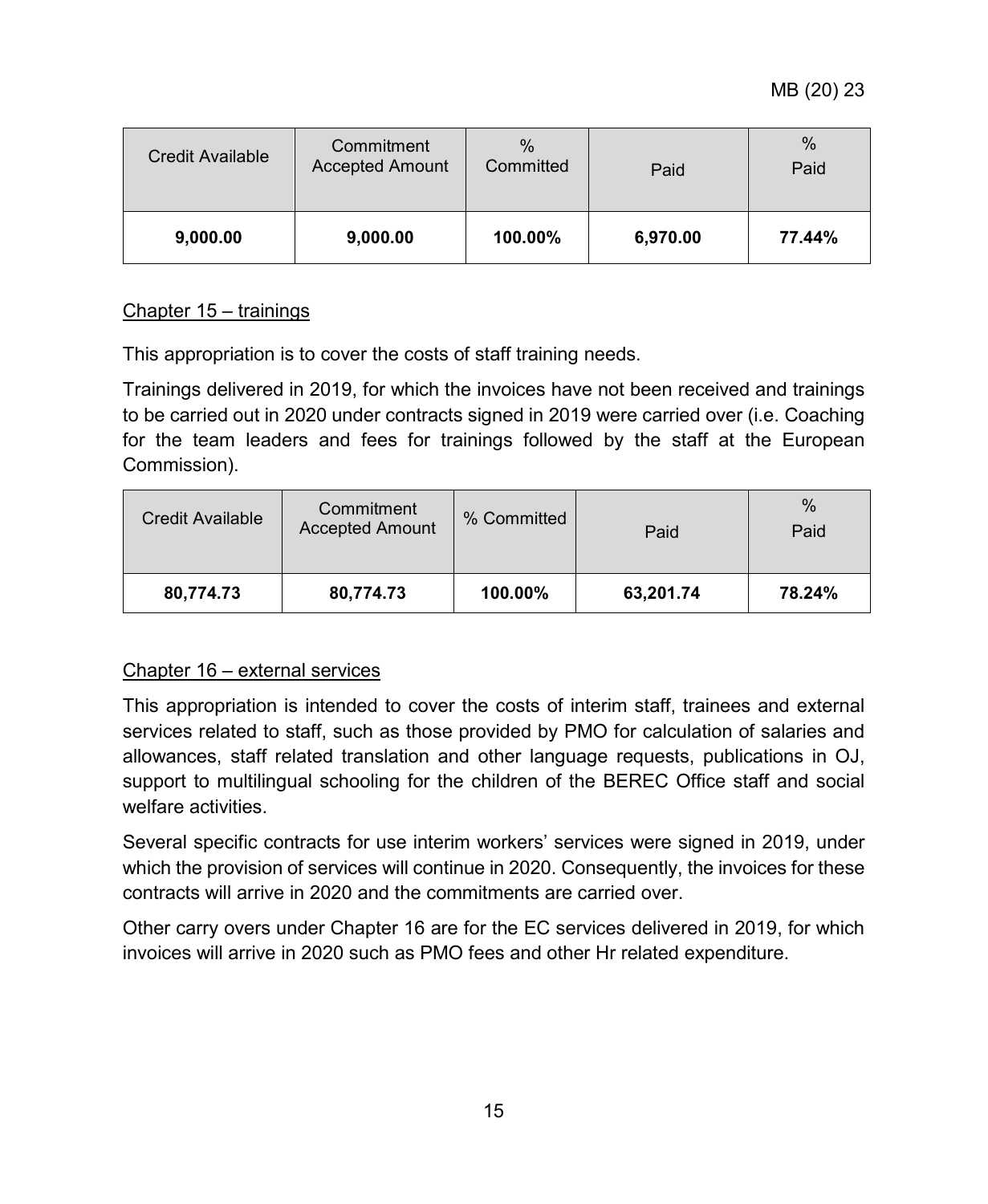| Credit Available | Commitment Accepted Amount | % Committed | Paid | % Paid |
|---|---|---|---|---|
| **9,000.00** | **9,000.00** | **100.00%** | **6,970.00** | **77.44%** |

<u>Chapter 15 – trainings</u>

This appropriation is to cover the costs of staff training needs.

Trainings delivered in 2019, for which the invoices have not been received and trainings to be carried out in 2020 under contracts signed in 2019 were carried over (i.e. Coaching for the team leaders and fees for trainings followed by the staff at the European Commission).

| Credit Available | Commitment Accepted Amount | % Committed | Paid | % Paid |
|---|---|---|---|---|
| **80,774.73** | **80,774.73** | **100.00%** | **63,201.74** | **78.24%** |

<u>Chapter 16 – external services</u>

This appropriation is intended to cover the costs of interim staff, trainees and external services related to staff, such as those provided by PMO for calculation of salaries and allowances, staff related translation and other language requests, publications in OJ, support to multilingual schooling for the children of the BEREC Office staff and social welfare activities.

Several specific contracts for use interim workers' services were signed in 2019, under which the provision of services will continue in 2020. Consequently, the invoices for these contracts will arrive in 2020 and the commitments are carried over.

Other carry overs under Chapter 16 are for the EC services delivered in 2019, for which invoices will arrive in 2020 such as PMO fees and other Hr related expenditure.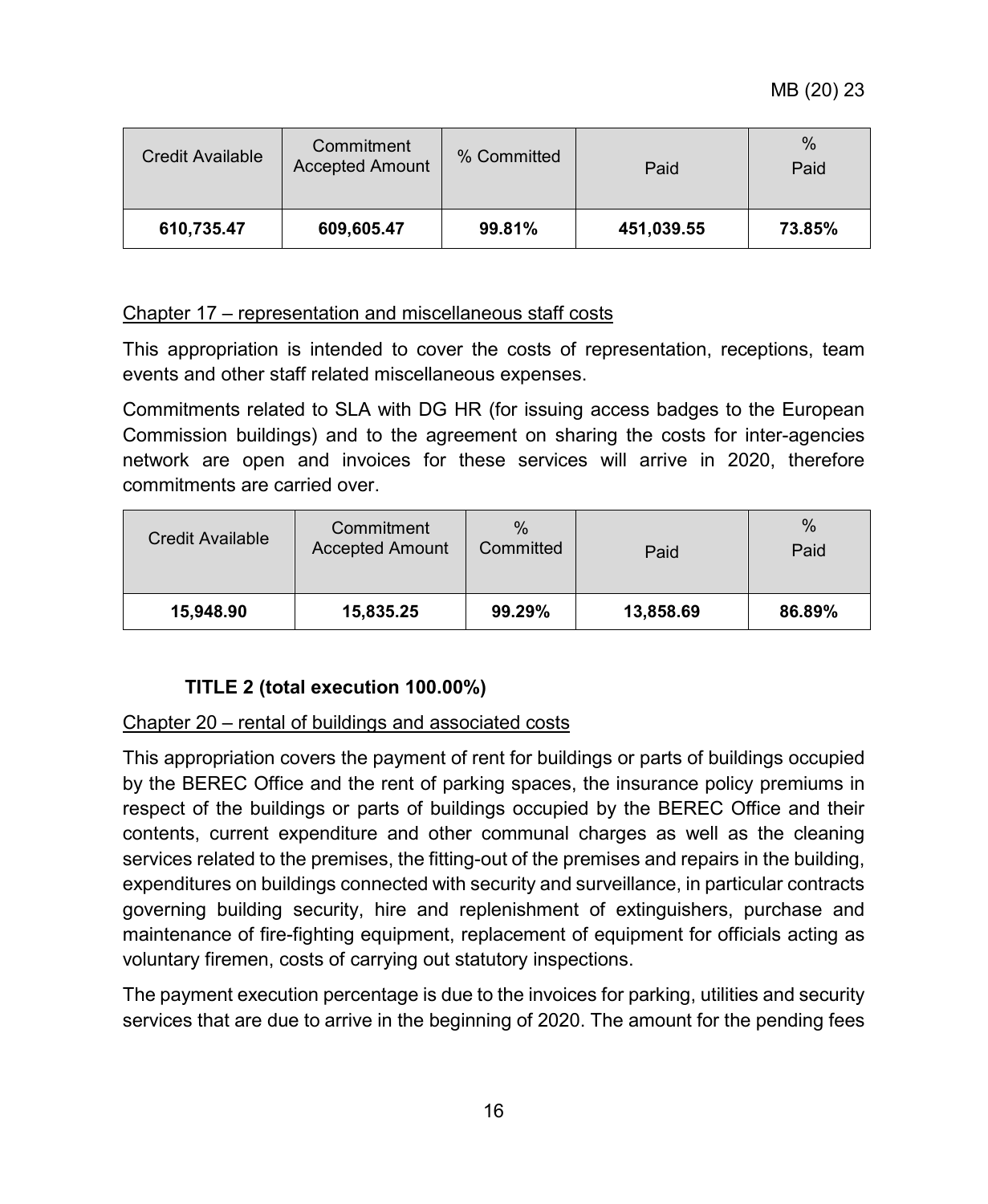| Credit Available | Commitment Accepted Amount | % Committed | Paid | % Paid |
|---|---|---|---|---|
| **610,735.47** | **609,605.47** | **99.81%** | **451,039.55** | **73.85%** |

Chapter 17 – representation and miscellaneous staff costs

This appropriation is intended to cover the costs of representation, receptions, team events and other staff related miscellaneous expenses.

Commitments related to SLA with DG HR (for issuing access badges to the European Commission buildings) and to the agreement on sharing the costs for inter-agencies network are open and invoices for these services will arrive in 2020, therefore commitments are carried over.

| Credit Available | Commitment Accepted Amount | % Committed | Paid | % Paid |
|---|---|---|---|---|
| **15,948.90** | **15,835.25** | **99.29%** | **13,858.69** | **86.89%** |

**TITLE 2 (total execution 100.00%)**

Chapter 20 – rental of buildings and associated costs

This appropriation covers the payment of rent for buildings or parts of buildings occupied by the BEREC Office and the rent of parking spaces, the insurance policy premiums in respect of the buildings or parts of buildings occupied by the BEREC Office and their contents, current expenditure and other communal charges as well as the cleaning services related to the premises, the fitting-out of the premises and repairs in the building, expenditures on buildings connected with security and surveillance, in particular contracts governing building security, hire and replenishment of extinguishers, purchase and maintenance of fire-fighting equipment, replacement of equipment for officials acting as voluntary firemen, costs of carrying out statutory inspections.

The payment execution percentage is due to the invoices for parking, utilities and security services that are due to arrive in the beginning of 2020. The amount for the pending fees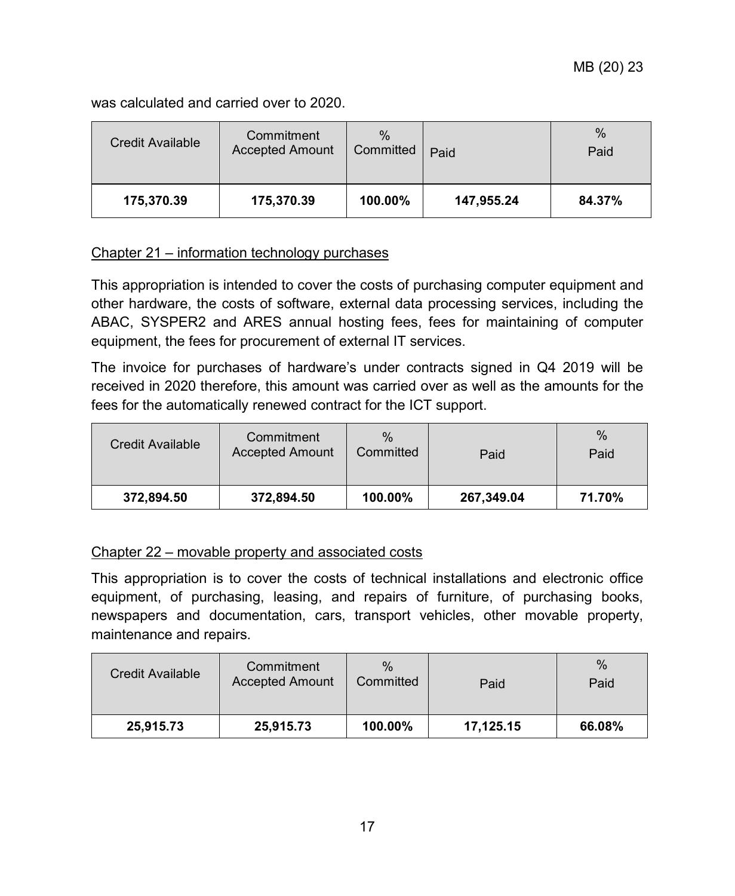was calculated and carried over to 2020.

| Credit Available | Commitment Accepted Amount | % Committed | Paid | % Paid |
|---|---|---|---|---|
| **175,370.39** | **175,370.39** | **100.00%** | **147,955.24** | **84.37%** |

Chapter 21 – information technology purchases

This appropriation is intended to cover the costs of purchasing computer equipment and other hardware, the costs of software, external data processing services, including the ABAC, SYSPER2 and ARES annual hosting fees, fees for maintaining of computer equipment, the fees for procurement of external IT services.

The invoice for purchases of hardware's under contracts signed in Q4 2019 will be received in 2020 therefore, this amount was carried over as well as the amounts for the fees for the automatically renewed contract for the ICT support.

| Credit Available | Commitment Accepted Amount | % Committed | Paid | % Paid |
|---|---|---|---|---|
| **372,894.50** | **372,894.50** | **100.00%** | **267,349.04** | **71.70%** |

Chapter 22 – movable property and associated costs

This appropriation is to cover the costs of technical installations and electronic office equipment, of purchasing, leasing, and repairs of furniture, of purchasing books, newspapers and documentation, cars, transport vehicles, other movable property, maintenance and repairs.

| Credit Available | Commitment Accepted Amount | % Committed | Paid | % Paid |
|---|---|---|---|---|
| **25,915.73** | **25,915.73** | **100.00%** | **17,125.15** | **66.08%** |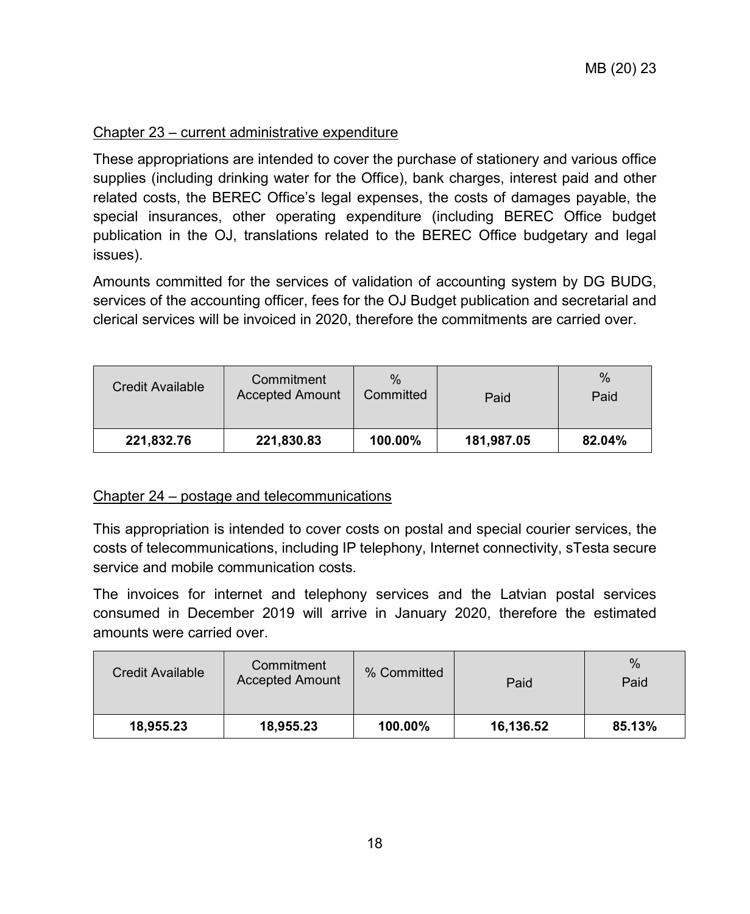Chapter 23 – current administrative expenditure

These appropriations are intended to cover the purchase of stationery and various office supplies (including drinking water for the Office), bank charges, interest paid and other related costs, the BEREC Office's legal expenses, the costs of damages payable, the special insurances, other operating expenditure (including BEREC Office budget publication in the OJ, translations related to the BEREC Office budgetary and legal issues).

Amounts committed for the services of validation of accounting system by DG BUDG, services of the accounting officer, fees for the OJ Budget publication and secretarial and clerical services will be invoiced in 2020, therefore the commitments are carried over.

| Credit Available | Commitment Accepted Amount | % Committed | Paid | % Paid |
|---|---|---|---|---|
| **221,832.76** | **221,830.83** | **100.00%** | **181,987.05** | **82.04%** |

Chapter 24 – postage and telecommunications

This appropriation is intended to cover costs on postal and special courier services, the costs of telecommunications, including IP telephony, Internet connectivity, sTesta secure service and mobile communication costs.

The invoices for internet and telephony services and the Latvian postal services consumed in December 2019 will arrive in January 2020, therefore the estimated amounts were carried over.

| Credit Available | Commitment Accepted Amount | % Committed | Paid | % Paid |
|---|---|---|---|---|
| **18,955.23** | **18,955.23** | **100.00%** | **16,136.52** | **85.13%** |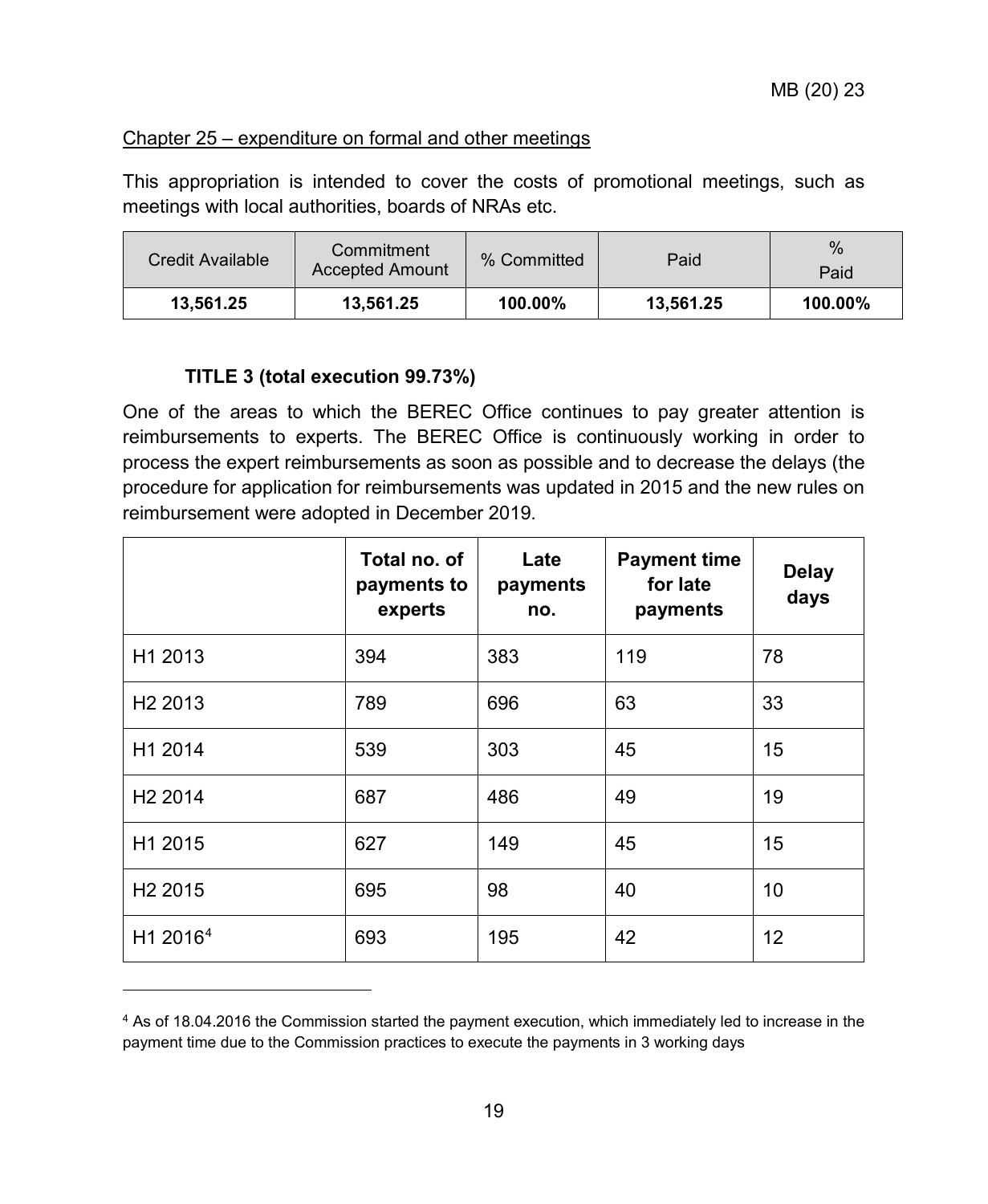Chapter 25 – expenditure on formal and other meetings

This appropriation is intended to cover the costs of promotional meetings, such as meetings with local authorities, boards of NRAs etc.

| Credit Available | Commitment Accepted Amount | % Committed | Paid | % Paid |
|---|---|---|---|---|
| **13,561.25** | **13,561.25** | **100.00%** | **13,561.25** | **100.00%** |

### TITLE 3 (total execution 99.73%)

One of the areas to which the BEREC Office continues to pay greater attention is reimbursements to experts. The BEREC Office is continuously working in order to process the expert reimbursements as soon as possible and to decrease the delays (the procedure for application for reimbursements was updated in 2015 and the new rules on reimbursement were adopted in December 2019.

| | **Total no. of payments to experts** | **Late payments no.** | **Payment time for late payments** | **Delay days** |
|---|---|---|---|---|
| H1 2013 | 394 | 383 | 119 | 78 |
| H2 2013 | 789 | 696 | 63 | 33 |
| H1 2014 | 539 | 303 | 45 | 15 |
| H2 2014 | 687 | 486 | 49 | 19 |
| H1 2015 | 627 | 149 | 45 | 15 |
| H2 2015 | 695 | 98 | 40 | 10 |
| H1 2016[4] | 693 | 195 | 42 | 12 |

[4] As of 18.04.2016 the Commission started the payment execution, which immediately led to increase in the payment time due to the Commission practices to execute the payments in 3 working days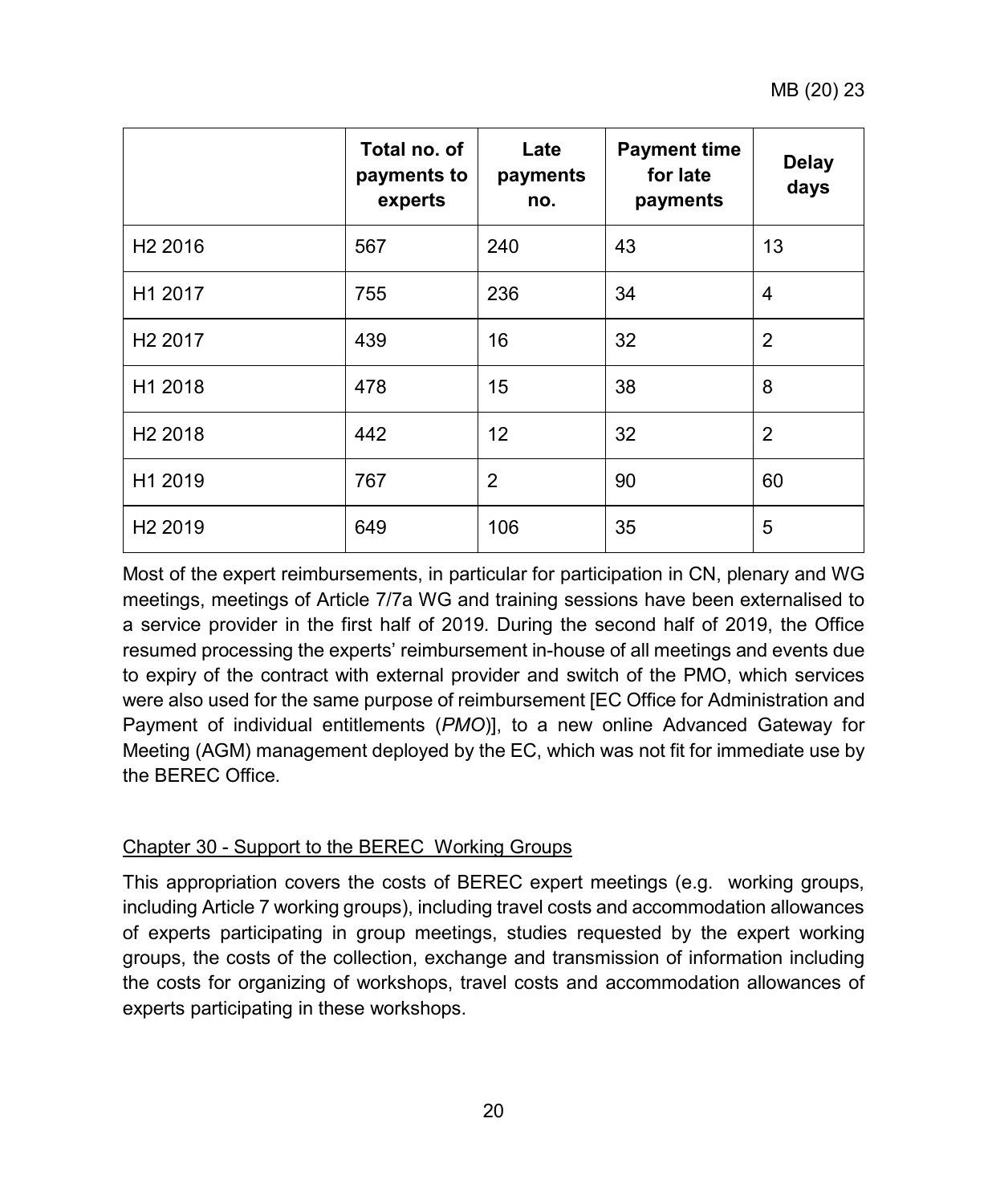| | Total no. of payments to experts | Late payments no. | Payment time for late payments | Delay days |
|---|---|---|---|---|
| H2 2016 | 567 | 240 | 43 | 13 |
| H1 2017 | 755 | 236 | 34 | 4 |
| H2 2017 | 439 | 16 | 32 | 2 |
| H1 2018 | 478 | 15 | 38 | 8 |
| H2 2018 | 442 | 12 | 32 | 2 |
| H1 2019 | 767 | 2 | 90 | 60 |
| H2 2019 | 649 | 106 | 35 | 5 |

Most of the expert reimbursements, in particular for participation in CN, plenary and WG meetings, meetings of Article 7/7a WG and training sessions have been externalised to a service provider in the first half of 2019. During the second half of 2019, the Office resumed processing the experts' reimbursement in-house of all meetings and events due to expiry of the contract with external provider and switch of the PMO, which services were also used for the same purpose of reimbursement [EC Office for Administration and Payment of individual entitlements (*PMO*)], to a new online Advanced Gateway for Meeting (AGM) management deployed by the EC, which was not fit for immediate use by the BEREC Office.

Chapter 30 - Support to the BEREC Working Groups

This appropriation covers the costs of BEREC expert meetings (e.g. working groups, including Article 7 working groups), including travel costs and accommodation allowances of experts participating in group meetings, studies requested by the expert working groups, the costs of the collection, exchange and transmission of information including the costs for organizing of workshops, travel costs and accommodation allowances of experts participating in these workshops.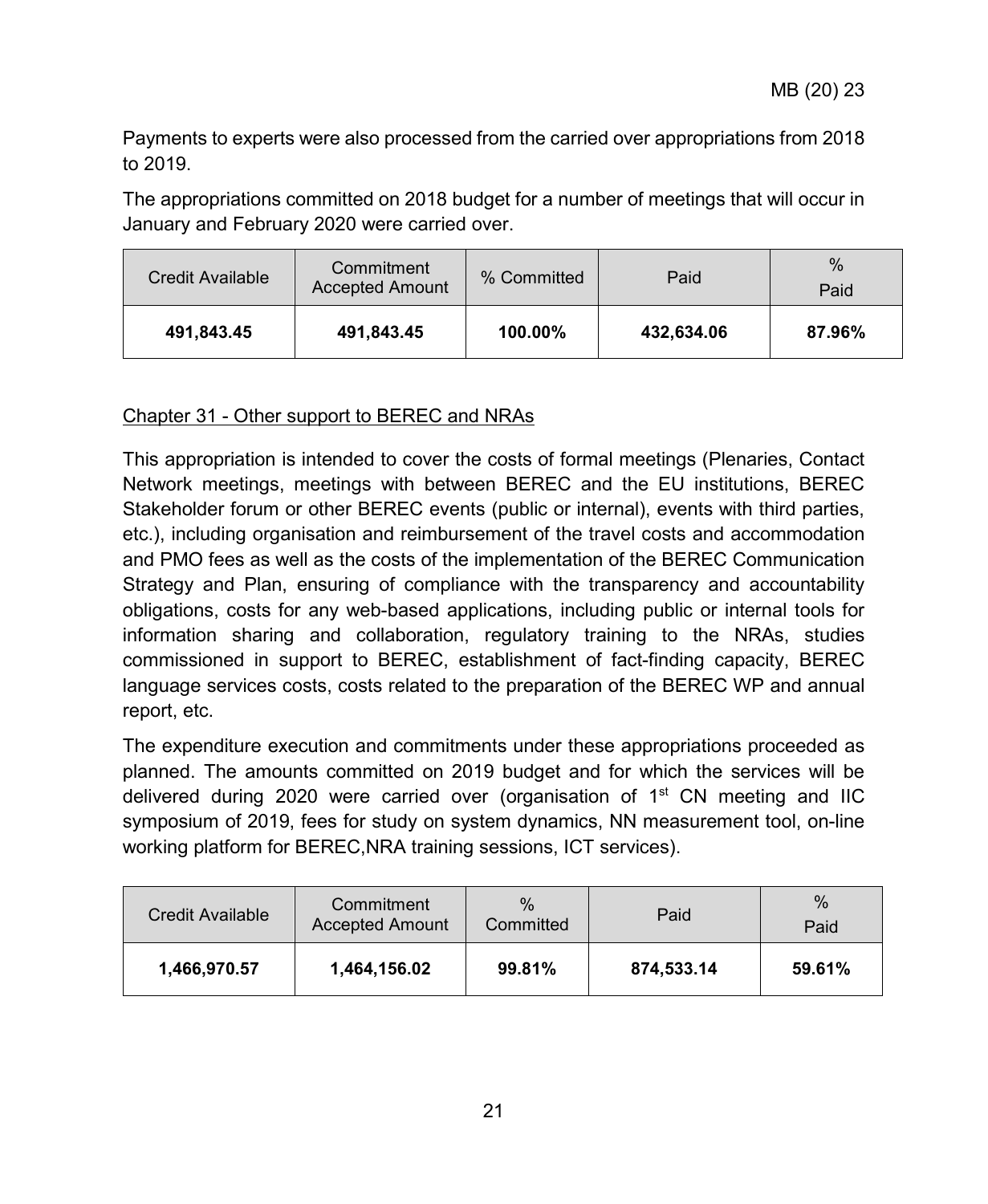Payments to experts were also processed from the carried over appropriations from 2018 to 2019.

The appropriations committed on 2018 budget for a number of meetings that will occur in January and February 2020 were carried over.

| Credit Available | Commitment Accepted Amount | % Committed | Paid | % Paid |
|---|---|---|---|---|
| **491,843.45** | **491,843.45** | **100.00%** | **432,634.06** | **87.96%** |

Chapter 31 - Other support to BEREC and NRAs

This appropriation is intended to cover the costs of formal meetings (Plenaries, Contact Network meetings, meetings with between BEREC and the EU institutions, BEREC Stakeholder forum or other BEREC events (public or internal), events with third parties, etc.), including organisation and reimbursement of the travel costs and accommodation and PMO fees as well as the costs of the implementation of the BEREC Communication Strategy and Plan, ensuring of compliance with the transparency and accountability obligations, costs for any web-based applications, including public or internal tools for information sharing and collaboration, regulatory training to the NRAs, studies commissioned in support to BEREC, establishment of fact-finding capacity, BEREC language services costs, costs related to the preparation of the BEREC WP and annual report, etc.

The expenditure execution and commitments under these appropriations proceeded as planned. The amounts committed on 2019 budget and for which the services will be delivered during 2020 were carried over (organisation of 1st CN meeting and IIC symposium of 2019, fees for study on system dynamics, NN measurement tool, on-line working platform for BEREC,NRA training sessions, ICT services).

| Credit Available | Commitment Accepted Amount | % Committed | Paid | % Paid |
|---|---|---|---|---|
| **1,466,970.57** | **1,464,156.02** | **99.81%** | **874,533.14** | **59.61%** |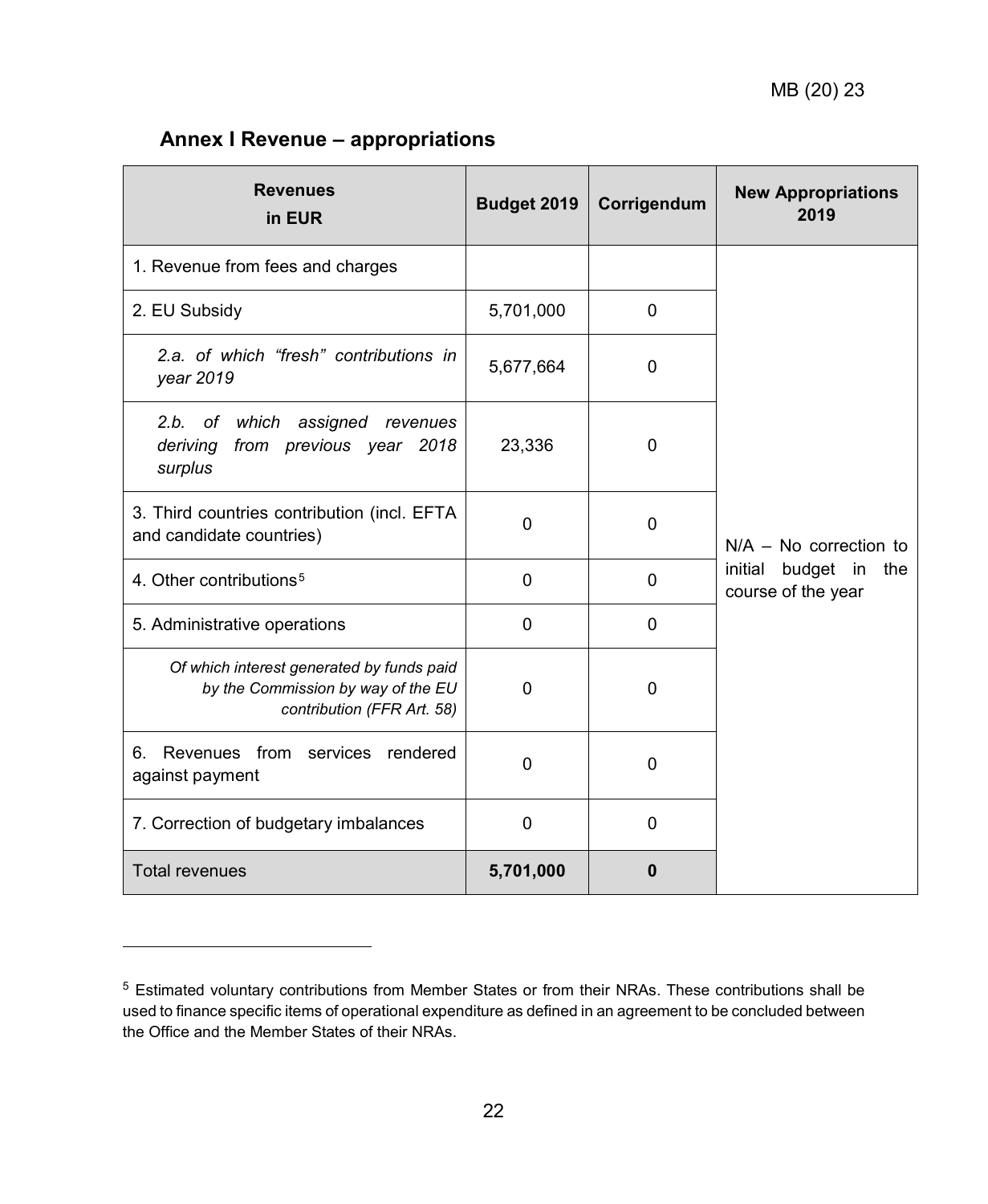## Annex I Revenue – appropriations

| Revenues in EUR | Budget 2019 | Corrigendum | New Appropriations 2019 |
|---|---|---|---|
| 1. Revenue from fees and charges | | | N/A – No correction to initial budget in the course of the year |
| 2. EU Subsidy | 5,701,000 | 0 | |
| *2.a. of which "fresh" contributions in year 2019* | 5,677,664 | 0 | |
| *2.b. of which assigned revenues deriving from previous year 2018 surplus* | 23,336 | 0 | |
| 3. Third countries contribution (incl. EFTA and candidate countries) | 0 | 0 | |
| 4. Other contributions[5] | 0 | 0 | |
| 5. Administrative operations | 0 | 0 | |
| *Of which interest generated by funds paid by the Commission by way of the EU contribution (FFR Art. 58)* | 0 | 0 | |
| 6. Revenues from services rendered against payment | 0 | 0 | |
| 7. Correction of budgetary imbalances | 0 | 0 | |
| Total revenues | **5,701,000** | **0** | |

[5] Estimated voluntary contributions from Member States or from their NRAs. These contributions shall be used to finance specific items of operational expenditure as defined in an agreement to be concluded between the Office and the Member States of their NRAs.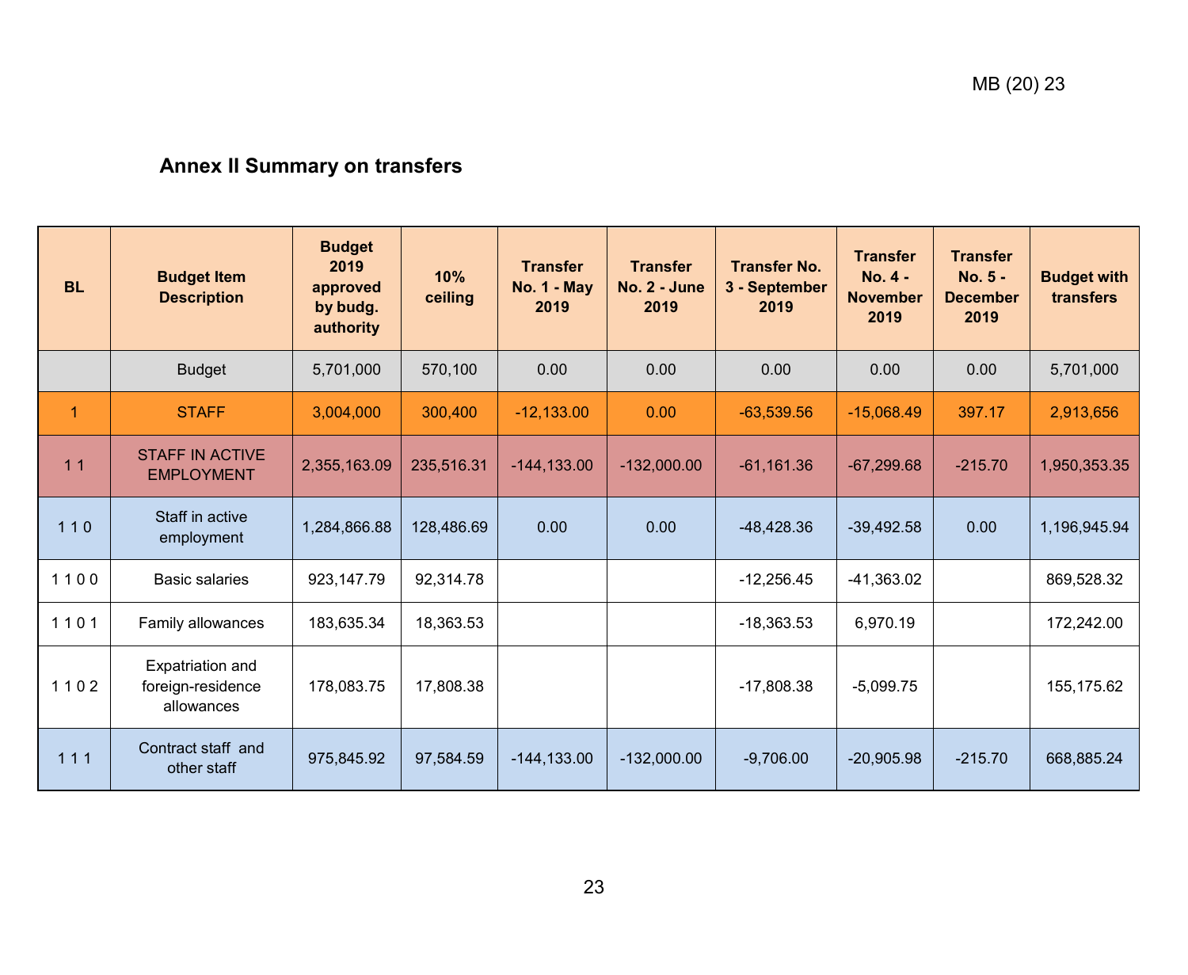## Annex II Summary on transfers

| BL | Budget Item Description | Budget 2019 approved by budg. authority | 10% ceiling | Transfer No. 1 - May 2019 | Transfer No. 2 - June 2019 | Transfer No. 3 - September 2019 | Transfer No. 4 - November 2019 | Transfer No. 5 - December 2019 | Budget with transfers |
|---|---|---|---|---|---|---|---|---|---|
| | Budget | 5,701,000 | 570,100 | 0.00 | 0.00 | 0.00 | 0.00 | 0.00 | 5,701,000 |
| 1 | STAFF | 3,004,000 | 300,400 | -12,133.00 | 0.00 | -63,539.56 | -15,068.49 | 397.17 | 2,913,656 |
| 1 1 | STAFF IN ACTIVE EMPLOYMENT | 2,355,163.09 | 235,516.31 | -144,133.00 | -132,000.00 | -61,161.36 | -67,299.68 | -215.70 | 1,950,353.35 |
| 1 1 0 | Staff in active employment | 1,284,866.88 | 128,486.69 | 0.00 | 0.00 | -48,428.36 | -39,492.58 | 0.00 | 1,196,945.94 |
| 1 1 0 0 | Basic salaries | 923,147.79 | 92,314.78 | | | -12,256.45 | -41,363.02 | | 869,528.32 |
| 1 1 0 1 | Family allowances | 183,635.34 | 18,363.53 | | | -18,363.53 | 6,970.19 | | 172,242.00 |
| 1 1 0 2 | Expatriation and foreign-residence allowances | 178,083.75 | 17,808.38 | | | -17,808.38 | -5,099.75 | | 155,175.62 |
| 1 1 1 | Contract staff and other staff | 975,845.92 | 97,584.59 | -144,133.00 | -132,000.00 | -9,706.00 | -20,905.98 | -215.70 | 668,885.24 |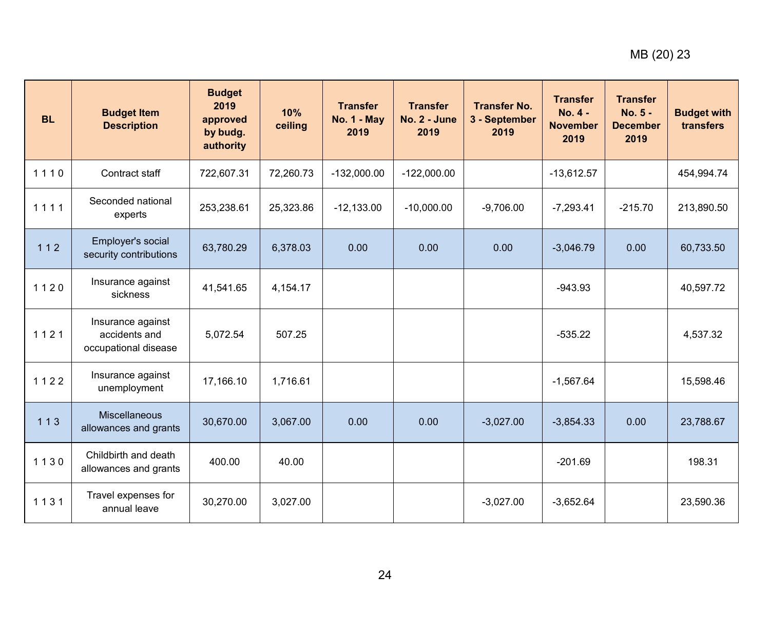| BL | Budget Item Description | Budget 2019 approved by budg. authority | 10% ceiling | Transfer No. 1 - May 2019 | Transfer No. 2 - June 2019 | Transfer No. 3 - September 2019 | Transfer No. 4 - November 2019 | Transfer No. 5 - December 2019 | Budget with transfers |
|---|---|---|---|---|---|---|---|---|---|
| 1 1 1 0 | Contract staff | 722,607.31 | 72,260.73 | -132,000.00 | -122,000.00 | | -13,612.57 | | 454,994.74 |
| 1 1 1 1 | Seconded national experts | 253,238.61 | 25,323.86 | -12,133.00 | -10,000.00 | -9,706.00 | -7,293.41 | -215.70 | 213,890.50 |
| 1 1 2 | Employer's social security contributions | 63,780.29 | 6,378.03 | 0.00 | 0.00 | 0.00 | -3,046.79 | 0.00 | 60,733.50 |
| 1 1 2 0 | Insurance against sickness | 41,541.65 | 4,154.17 | | | | -943.93 | | 40,597.72 |
| 1 1 2 1 | Insurance against accidents and occupational disease | 5,072.54 | 507.25 | | | | -535.22 | | 4,537.32 |
| 1 1 2 2 | Insurance against unemployment | 17,166.10 | 1,716.61 | | | | -1,567.64 | | 15,598.46 |
| 1 1 3 | Miscellaneous allowances and grants | 30,670.00 | 3,067.00 | 0.00 | 0.00 | -3,027.00 | -3,854.33 | 0.00 | 23,788.67 |
| 1 1 3 0 | Childbirth and death allowances and grants | 400.00 | 40.00 | | | | -201.69 | | 198.31 |
| 1 1 3 1 | Travel expenses for annual leave | 30,270.00 | 3,027.00 | | | -3,027.00 | -3,652.64 | | 23,590.36 |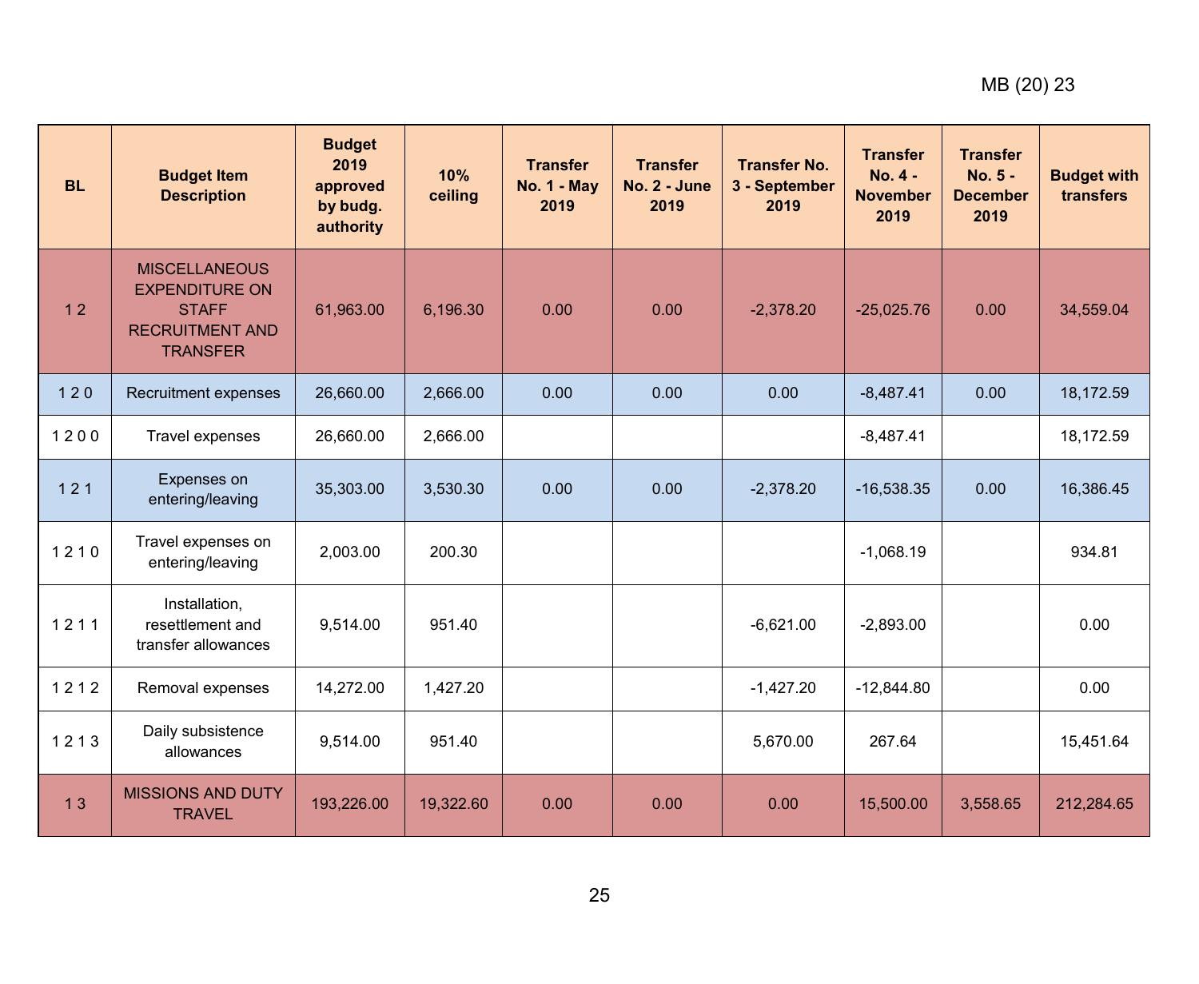| BL | Budget Item Description | Budget 2019 approved by budg. authority | 10% ceiling | Transfer No. 1 - May 2019 | Transfer No. 2 - June 2019 | Transfer No. 3 - September 2019 | Transfer No. 4 - November 2019 | Transfer No. 5 - December 2019 | Budget with transfers |
|---|---|---|---|---|---|---|---|---|---|
| 1 2 | MISCELLANEOUS EXPENDITURE ON STAFF RECRUITMENT AND TRANSFER | 61,963.00 | 6,196.30 | 0.00 | 0.00 | -2,378.20 | -25,025.76 | 0.00 | 34,559.04 |
| 1 2 0 | Recruitment expenses | 26,660.00 | 2,666.00 | 0.00 | 0.00 | 0.00 | -8,487.41 | 0.00 | 18,172.59 |
| 1 2 0 0 | Travel expenses | 26,660.00 | 2,666.00 | | | | -8,487.41 | | 18,172.59 |
| 1 2 1 | Expenses on entering/leaving | 35,303.00 | 3,530.30 | 0.00 | 0.00 | -2,378.20 | -16,538.35 | 0.00 | 16,386.45 |
| 1 2 1 0 | Travel expenses on entering/leaving | 2,003.00 | 200.30 | | | | -1,068.19 | | 934.81 |
| 1 2 1 1 | Installation, resettlement and transfer allowances | 9,514.00 | 951.40 | | | -6,621.00 | -2,893.00 | | 0.00 |
| 1 2 1 2 | Removal expenses | 14,272.00 | 1,427.20 | | | -1,427.20 | -12,844.80 | | 0.00 |
| 1 2 1 3 | Daily subsistence allowances | 9,514.00 | 951.40 | | | 5,670.00 | 267.64 | | 15,451.64 |
| 1 3 | MISSIONS AND DUTY TRAVEL | 193,226.00 | 19,322.60 | 0.00 | 0.00 | 0.00 | 15,500.00 | 3,558.65 | 212,284.65 |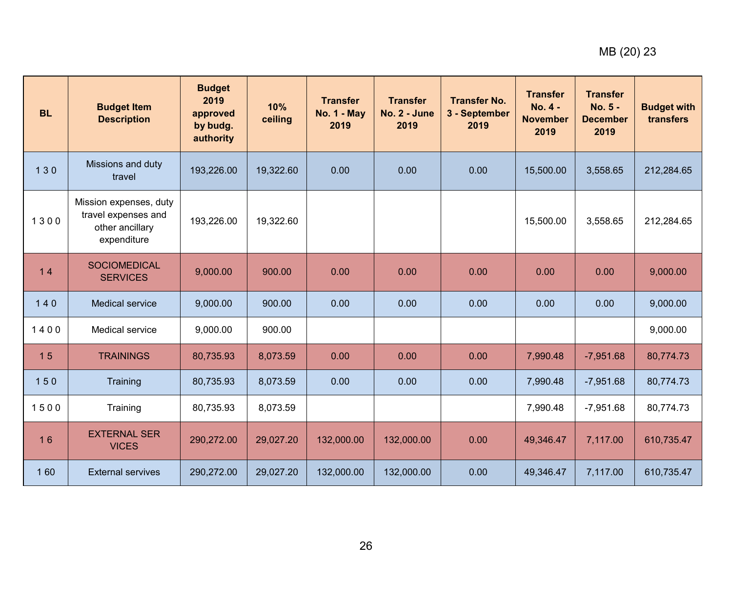| BL | Budget Item Description | Budget 2019 approved by budg. authority | 10% ceiling | Transfer No. 1 - May 2019 | Transfer No. 2 - June 2019 | Transfer No. 3 - September 2019 | Transfer No. 4 - November 2019 | Transfer No. 5 - December 2019 | Budget with transfers |
|---|---|---|---|---|---|---|---|---|---|
| 1 3 0 | Missions and duty travel | 193,226.00 | 19,322.60 | 0.00 | 0.00 | 0.00 | 15,500.00 | 3,558.65 | 212,284.65 |
| 1 3 0 0 | Mission expenses, duty travel expenses and other ancillary expenditure | 193,226.00 | 19,322.60 | | | | 15,500.00 | 3,558.65 | 212,284.65 |
| 1 4 | SOCIOMEDICAL SERVICES | 9,000.00 | 900.00 | 0.00 | 0.00 | 0.00 | 0.00 | 0.00 | 9,000.00 |
| 1 4 0 | Medical service | 9,000.00 | 900.00 | 0.00 | 0.00 | 0.00 | 0.00 | 0.00 | 9,000.00 |
| 1 4 0 0 | Medical service | 9,000.00 | 900.00 | | | | | | 9,000.00 |
| 1 5 | TRAININGS | 80,735.93 | 8,073.59 | 0.00 | 0.00 | 0.00 | 7,990.48 | -7,951.68 | 80,774.73 |
| 1 5 0 | Training | 80,735.93 | 8,073.59 | 0.00 | 0.00 | 0.00 | 7,990.48 | -7,951.68 | 80,774.73 |
| 1 5 0 0 | Training | 80,735.93 | 8,073.59 | | | | 7,990.48 | -7,951.68 | 80,774.73 |
| 1 6 | EXTERNAL SER VICES | 290,272.00 | 29,027.20 | 132,000.00 | 132,000.00 | 0.00 | 49,346.47 | 7,117.00 | 610,735.47 |
| 1 60 | External servives | 290,272.00 | 29,027.20 | 132,000.00 | 132,000.00 | 0.00 | 49,346.47 | 7,117.00 | 610,735.47 |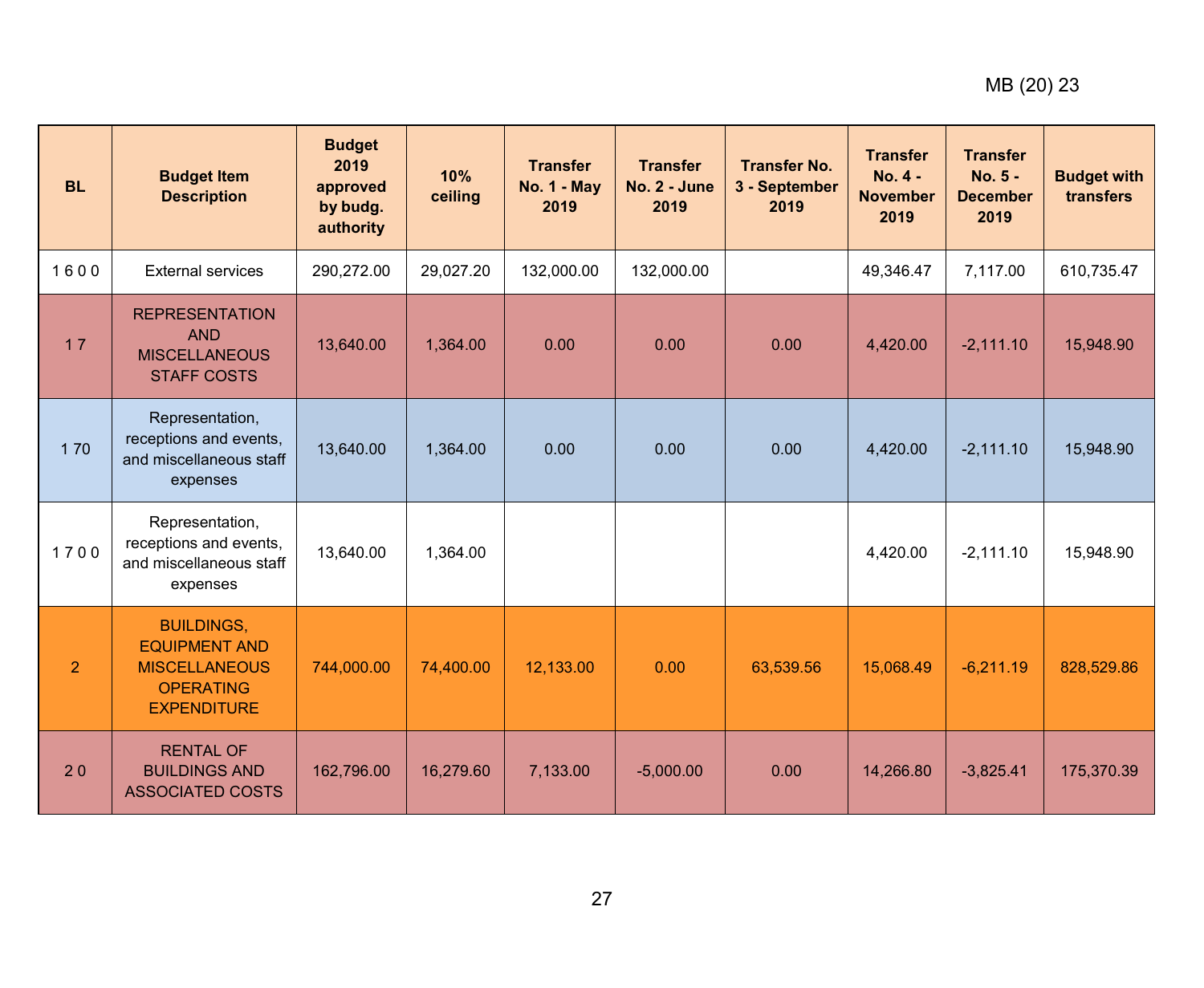| BL | Budget Item Description | Budget 2019 approved by budg. authority | 10% ceiling | Transfer No. 1 - May 2019 | Transfer No. 2 - June 2019 | Transfer No. 3 - September 2019 | Transfer No. 4 - November 2019 | Transfer No. 5 - December 2019 | Budget with transfers |
|---|---|---|---|---|---|---|---|---|---|
| 1 6 0 0 | External services | 290,272.00 | 29,027.20 | 132,000.00 | 132,000.00 | | 49,346.47 | 7,117.00 | 610,735.47 |
| 1 7 | REPRESENTATION AND MISCELLANEOUS STAFF COSTS | 13,640.00 | 1,364.00 | 0.00 | 0.00 | 0.00 | 4,420.00 | -2,111.10 | 15,948.90 |
| 1 70 | Representation, receptions and events, and miscellaneous staff expenses | 13,640.00 | 1,364.00 | 0.00 | 0.00 | 0.00 | 4,420.00 | -2,111.10 | 15,948.90 |
| 1 7 0 0 | Representation, receptions and events, and miscellaneous staff expenses | 13,640.00 | 1,364.00 | | | | 4,420.00 | -2,111.10 | 15,948.90 |
| 2 | BUILDINGS, EQUIPMENT AND MISCELLANEOUS OPERATING EXPENDITURE | 744,000.00 | 74,400.00 | 12,133.00 | 0.00 | 63,539.56 | 15,068.49 | -6,211.19 | 828,529.86 |
| 2 0 | RENTAL OF BUILDINGS AND ASSOCIATED COSTS | 162,796.00 | 16,279.60 | 7,133.00 | -5,000.00 | 0.00 | 14,266.80 | -3,825.41 | 175,370.39 |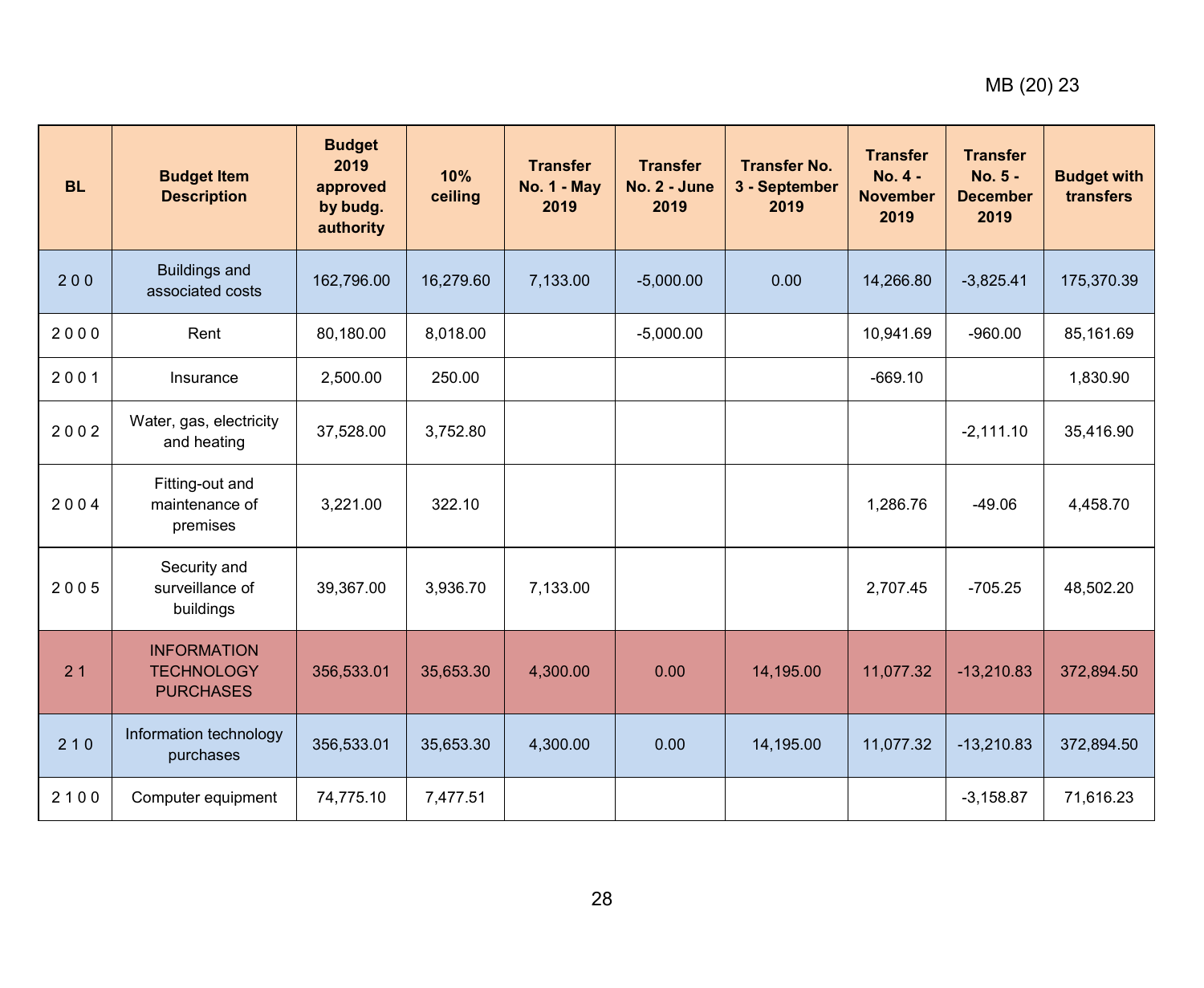| BL | Budget Item Description | Budget 2019 approved by budg. authority | 10% ceiling | Transfer No. 1 - May 2019 | Transfer No. 2 - June 2019 | Transfer No. 3 - September 2019 | Transfer No. 4 - November 2019 | Transfer No. 5 - December 2019 | Budget with transfers |
|---|---|---|---|---|---|---|---|---|---|
| 2 0 0 | Buildings and associated costs | 162,796.00 | 16,279.60 | 7,133.00 | -5,000.00 | 0.00 | 14,266.80 | -3,825.41 | 175,370.39 |
| 2 0 0 0 | Rent | 80,180.00 | 8,018.00 | | -5,000.00 | | 10,941.69 | -960.00 | 85,161.69 |
| 2 0 0 1 | Insurance | 2,500.00 | 250.00 | | | | -669.10 | | 1,830.90 |
| 2 0 0 2 | Water, gas, electricity and heating | 37,528.00 | 3,752.80 | | | | | -2,111.10 | 35,416.90 |
| 2 0 0 4 | Fitting-out and maintenance of premises | 3,221.00 | 322.10 | | | | 1,286.76 | -49.06 | 4,458.70 |
| 2 0 0 5 | Security and surveillance of buildings | 39,367.00 | 3,936.70 | 7,133.00 | | | 2,707.45 | -705.25 | 48,502.20 |
| 2 1 | INFORMATION TECHNOLOGY PURCHASES | 356,533.01 | 35,653.30 | 4,300.00 | 0.00 | 14,195.00 | 11,077.32 | -13,210.83 | 372,894.50 |
| 2 1 0 | Information technology purchases | 356,533.01 | 35,653.30 | 4,300.00 | 0.00 | 14,195.00 | 11,077.32 | -13,210.83 | 372,894.50 |
| 2 1 0 0 | Computer equipment | 74,775.10 | 7,477.51 | | | | | -3,158.87 | 71,616.23 |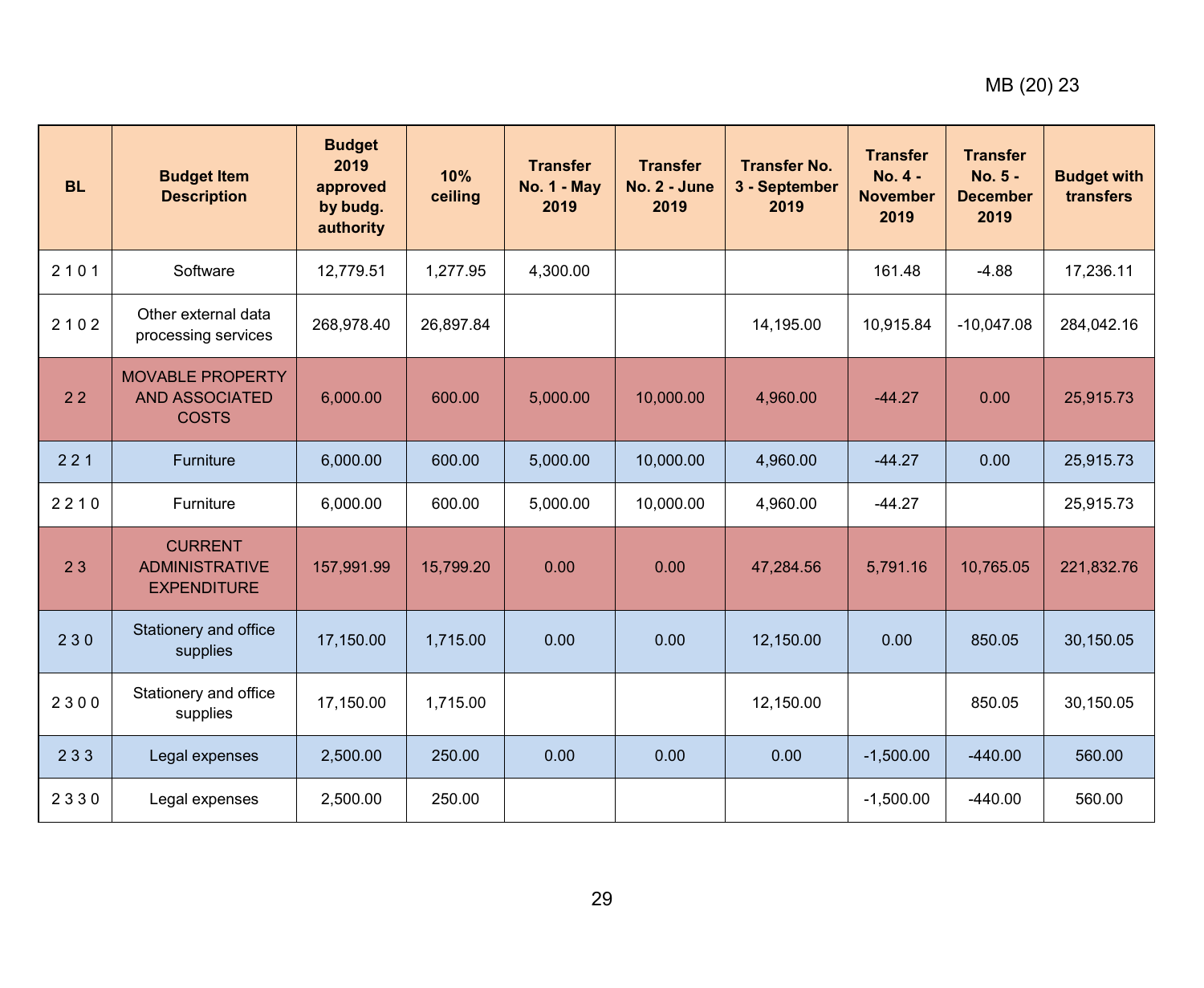| BL | Budget Item Description | Budget 2019 approved by budg. authority | 10% ceiling | Transfer No. 1 - May 2019 | Transfer No. 2 - June 2019 | Transfer No. 3 - September 2019 | Transfer No. 4 - November 2019 | Transfer No. 5 - December 2019 | Budget with transfers |
|---|---|---|---|---|---|---|---|---|---|
| 2 1 0 1 | Software | 12,779.51 | 1,277.95 | 4,300.00 | | | 161.48 | -4.88 | 17,236.11 |
| 2 1 0 2 | Other external data processing services | 268,978.40 | 26,897.84 | | | 14,195.00 | 10,915.84 | -10,047.08 | 284,042.16 |
| 2 2 | MOVABLE PROPERTY AND ASSOCIATED COSTS | 6,000.00 | 600.00 | 5,000.00 | 10,000.00 | 4,960.00 | -44.27 | 0.00 | 25,915.73 |
| 2 2 1 | Furniture | 6,000.00 | 600.00 | 5,000.00 | 10,000.00 | 4,960.00 | -44.27 | 0.00 | 25,915.73 |
| 2 2 1 0 | Furniture | 6,000.00 | 600.00 | 5,000.00 | 10,000.00 | 4,960.00 | -44.27 | | 25,915.73 |
| 2 3 | CURRENT ADMINISTRATIVE EXPENDITURE | 157,991.99 | 15,799.20 | 0.00 | 0.00 | 47,284.56 | 5,791.16 | 10,765.05 | 221,832.76 |
| 2 3 0 | Stationery and office supplies | 17,150.00 | 1,715.00 | 0.00 | 0.00 | 12,150.00 | 0.00 | 850.05 | 30,150.05 |
| 2 3 0 0 | Stationery and office supplies | 17,150.00 | 1,715.00 | | | 12,150.00 | | 850.05 | 30,150.05 |
| 2 3 3 | Legal expenses | 2,500.00 | 250.00 | 0.00 | 0.00 | 0.00 | -1,500.00 | -440.00 | 560.00 |
| 2 3 3 0 | Legal expenses | 2,500.00 | 250.00 | | | | -1,500.00 | -440.00 | 560.00 |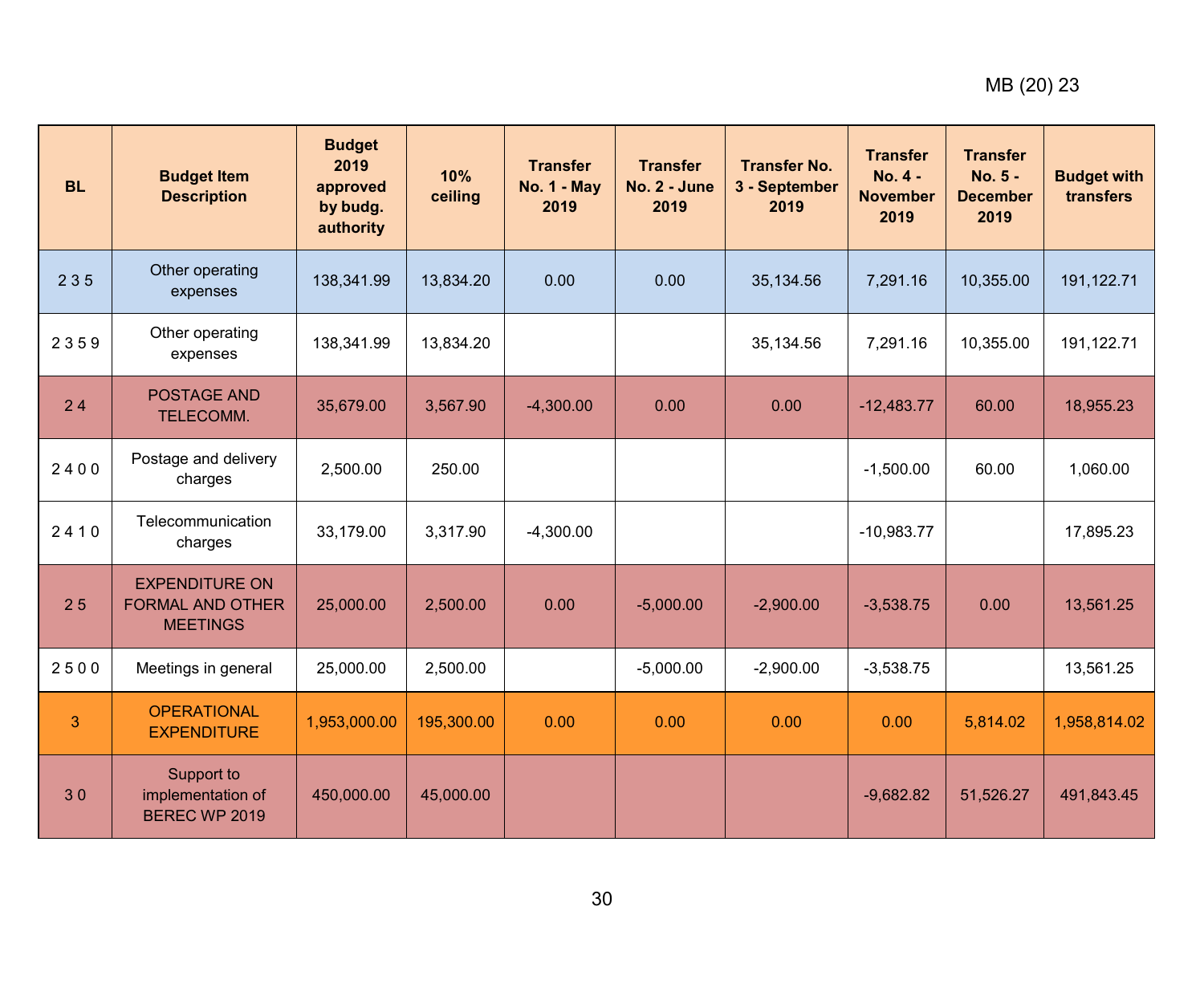| BL | Budget Item Description | Budget 2019 approved by budg. authority | 10% ceiling | Transfer No. 1 - May 2019 | Transfer No. 2 - June 2019 | Transfer No. 3 - September 2019 | Transfer No. 4 - November 2019 | Transfer No. 5 - December 2019 | Budget with transfers |
|---|---|---|---|---|---|---|---|---|---|
| 2 3 5 | Other operating expenses | 138,341.99 | 13,834.20 | 0.00 | 0.00 | 35,134.56 | 7,291.16 | 10,355.00 | 191,122.71 |
| 2 3 5 9 | Other operating expenses | 138,341.99 | 13,834.20 | | | 35,134.56 | 7,291.16 | 10,355.00 | 191,122.71 |
| 2 4 | POSTAGE AND TELECOMM. | 35,679.00 | 3,567.90 | -4,300.00 | 0.00 | 0.00 | -12,483.77 | 60.00 | 18,955.23 |
| 2 4 0 0 | Postage and delivery charges | 2,500.00 | 250.00 | | | | -1,500.00 | 60.00 | 1,060.00 |
| 2 4 1 0 | Telecommunication charges | 33,179.00 | 3,317.90 | -4,300.00 | | | -10,983.77 | | 17,895.23 |
| 2 5 | EXPENDITURE ON FORMAL AND OTHER MEETINGS | 25,000.00 | 2,500.00 | 0.00 | -5,000.00 | -2,900.00 | -3,538.75 | 0.00 | 13,561.25 |
| 2 5 0 0 | Meetings in general | 25,000.00 | 2,500.00 | | -5,000.00 | -2,900.00 | -3,538.75 | | 13,561.25 |
| 3 | OPERATIONAL EXPENDITURE | 1,953,000.00 | 195,300.00 | 0.00 | 0.00 | 0.00 | 0.00 | 5,814.02 | 1,958,814.02 |
| 3 0 | Support to implementation of BEREC WP 2019 | 450,000.00 | 45,000.00 | | | | -9,682.82 | 51,526.27 | 491,843.45 |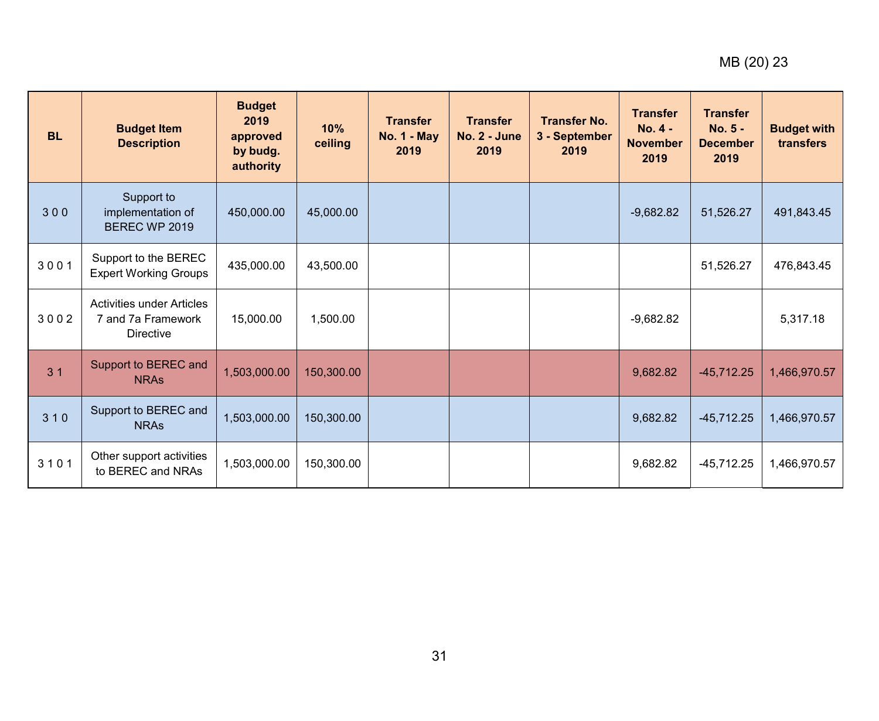| BL | Budget Item Description | Budget 2019 approved by budg. authority | 10% ceiling | Transfer No. 1 - May 2019 | Transfer No. 2 - June 2019 | Transfer No. 3 - September 2019 | Transfer No. 4 - November 2019 | Transfer No. 5 - December 2019 | Budget with transfers |
|---|---|---|---|---|---|---|---|---|---|
| 3 0 0 | Support to implementation of BEREC WP 2019 | 450,000.00 | 45,000.00 | | | | -9,682.82 | 51,526.27 | 491,843.45 |
| 3 0 0 1 | Support to the BEREC Expert Working Groups | 435,000.00 | 43,500.00 | | | | | 51,526.27 | 476,843.45 |
| 3 0 0 2 | Activities under Articles 7 and 7a Framework Directive | 15,000.00 | 1,500.00 | | | | -9,682.82 | | 5,317.18 |
| 3 1 | Support to BEREC and NRAs | 1,503,000.00 | 150,300.00 | | | | 9,682.82 | -45,712.25 | 1,466,970.57 |
| 3 1 0 | Support to BEREC and NRAs | 1,503,000.00 | 150,300.00 | | | | 9,682.82 | -45,712.25 | 1,466,970.57 |
| 3 1 0 1 | Other support activities to BEREC and NRAs | 1,503,000.00 | 150,300.00 | | | | 9,682.82 | -45,712.25 | 1,466,970.57 |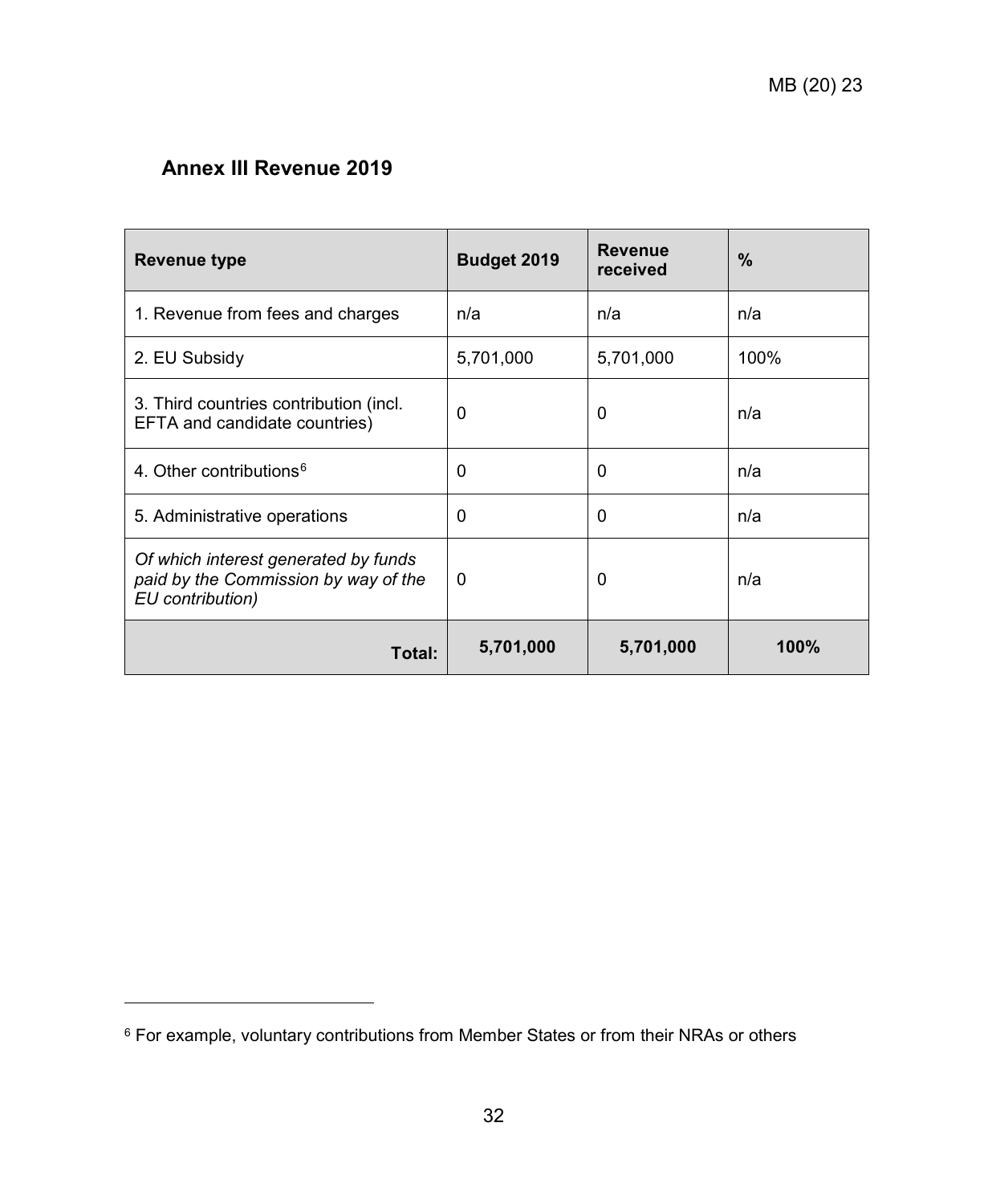## Annex III Revenue 2019

| Revenue type | Budget 2019 | Revenue received | % |
|---|---|---|---|
| 1. Revenue from fees and charges | n/a | n/a | n/a |
| 2. EU Subsidy | 5,701,000 | 5,701,000 | 100% |
| 3. Third countries contribution (incl. EFTA and candidate countries) | 0 | 0 | n/a |
| 4. Other contributions[6] | 0 | 0 | n/a |
| 5. Administrative operations | 0 | 0 | n/a |
| *Of which interest generated by funds paid by the Commission by way of the EU contribution)* | 0 | 0 | n/a |
| **Total:** | **5,701,000** | **5,701,000** | **100%** |

[6] For example, voluntary contributions from Member States or from their NRAs or others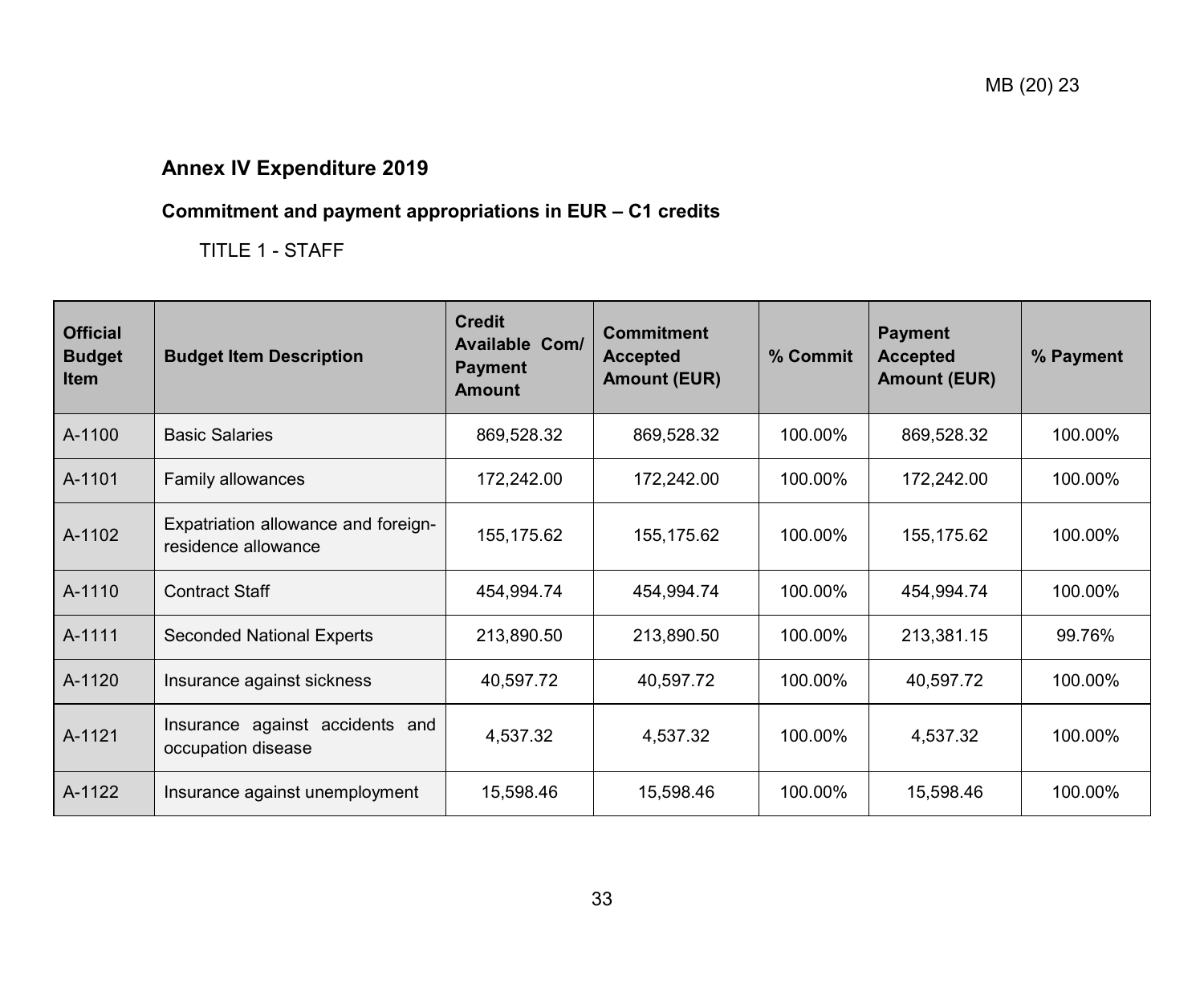## Annex IV Expenditure 2019

### Commitment and payment appropriations in EUR – C1 credits

TITLE 1 - STAFF

| Official Budget Item | Budget Item Description | Credit Available Com/ Payment Amount | Commitment Accepted Amount (EUR) | % Commit | Payment Accepted Amount (EUR) | % Payment |
|---|---|---|---|---|---|---|
| A-1100 | Basic Salaries | 869,528.32 | 869,528.32 | 100.00% | 869,528.32 | 100.00% |
| A-1101 | Family allowances | 172,242.00 | 172,242.00 | 100.00% | 172,242.00 | 100.00% |
| A-1102 | Expatriation allowance and foreign-residence allowance | 155,175.62 | 155,175.62 | 100.00% | 155,175.62 | 100.00% |
| A-1110 | Contract Staff | 454,994.74 | 454,994.74 | 100.00% | 454,994.74 | 100.00% |
| A-1111 | Seconded National Experts | 213,890.50 | 213,890.50 | 100.00% | 213,381.15 | 99.76% |
| A-1120 | Insurance against sickness | 40,597.72 | 40,597.72 | 100.00% | 40,597.72 | 100.00% |
| A-1121 | Insurance against accidents and occupation disease | 4,537.32 | 4,537.32 | 100.00% | 4,537.32 | 100.00% |
| A-1122 | Insurance against unemployment | 15,598.46 | 15,598.46 | 100.00% | 15,598.46 | 100.00% |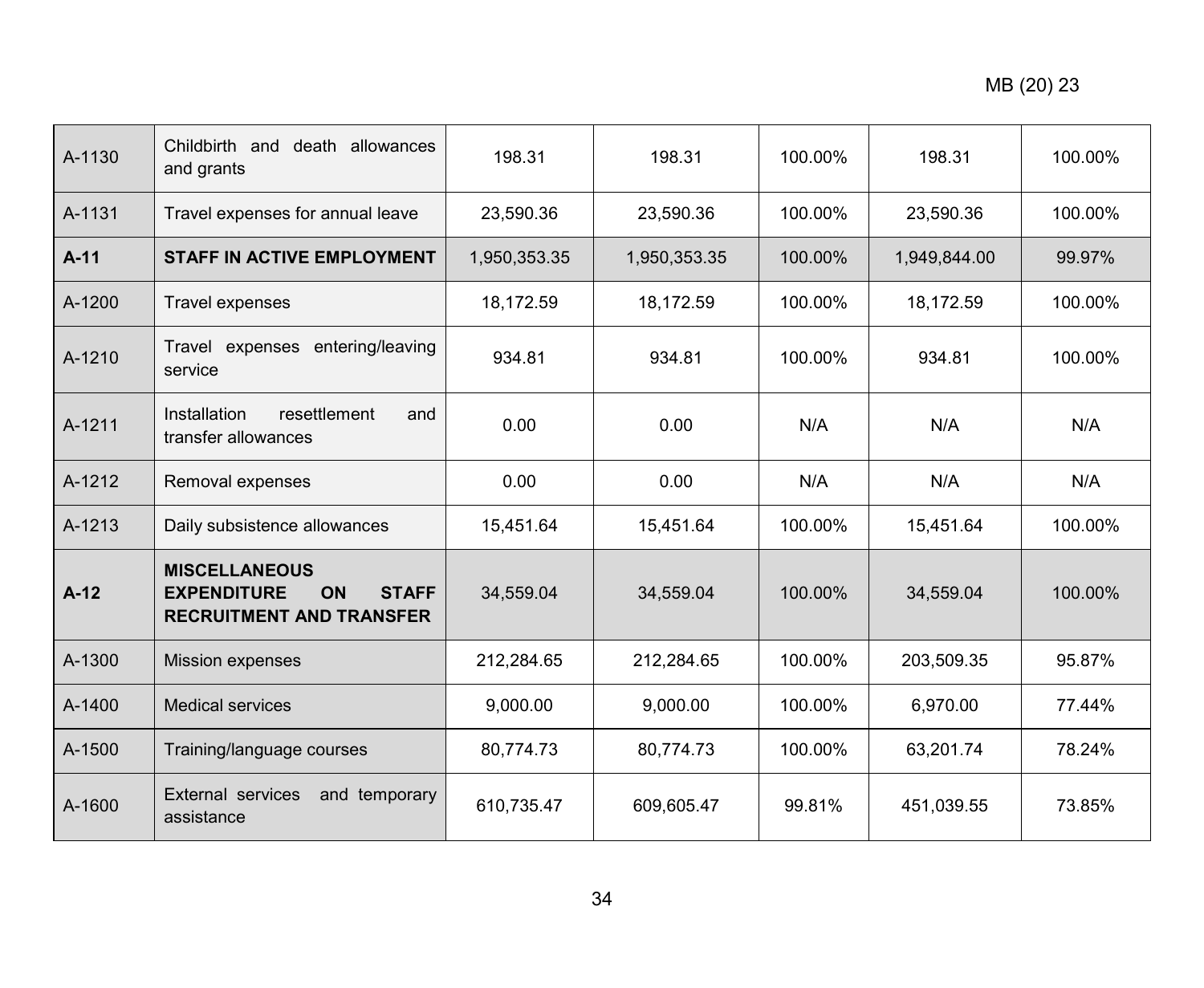| A-1130 | Childbirth and death allowances and grants | 198.31 | 198.31 | 100.00% | 198.31 | 100.00% |
|---|---|---|---|---|---|---|
| A-1131 | Travel expenses for annual leave | 23,590.36 | 23,590.36 | 100.00% | 23,590.36 | 100.00% |
| **A-11** | **STAFF IN ACTIVE EMPLOYMENT** | 1,950,353.35 | 1,950,353.35 | 100.00% | 1,949,844.00 | 99.97% |
| A-1200 | Travel expenses | 18,172.59 | 18,172.59 | 100.00% | 18,172.59 | 100.00% |
| A-1210 | Travel expenses entering/leaving service | 934.81 | 934.81 | 100.00% | 934.81 | 100.00% |
| A-1211 | Installation resettlement and transfer allowances | 0.00 | 0.00 | N/A | N/A | N/A |
| A-1212 | Removal expenses | 0.00 | 0.00 | N/A | N/A | N/A |
| A-1213 | Daily subsistence allowances | 15,451.64 | 15,451.64 | 100.00% | 15,451.64 | 100.00% |
| **A-12** | **MISCELLANEOUS EXPENDITURE ON STAFF RECRUITMENT AND TRANSFER** | 34,559.04 | 34,559.04 | 100.00% | 34,559.04 | 100.00% |
| A-1300 | Mission expenses | 212,284.65 | 212,284.65 | 100.00% | 203,509.35 | 95.87% |
| A-1400 | Medical services | 9,000.00 | 9,000.00 | 100.00% | 6,970.00 | 77.44% |
| A-1500 | Training/language courses | 80,774.73 | 80,774.73 | 100.00% | 63,201.74 | 78.24% |
| A-1600 | External services and temporary assistance | 610,735.47 | 609,605.47 | 99.81% | 451,039.55 | 73.85% |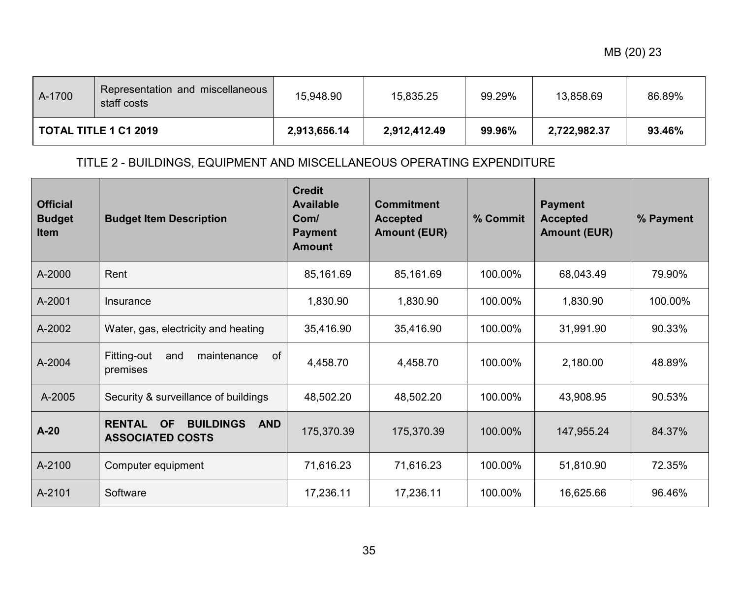| A-1700 | Representation and miscellaneous staff costs | 15,948.90 | 15,835.25 | 99.29% | 13,858.69 | 86.89% |
|---|---|---|---|---|---|---|
| **TOTAL TITLE 1 C1 2019** | | **2,913,656.14** | **2,912,412.49** | **99.96%** | **2,722,982.37** | **93.46%** |

TITLE 2 - BUILDINGS, EQUIPMENT AND MISCELLANEOUS OPERATING EXPENDITURE

| Official Budget Item | Budget Item Description | Credit Available Com/ Payment Amount | Commitment Accepted Amount (EUR) | % Commit | Payment Accepted Amount (EUR) | % Payment |
|---|---|---|---|---|---|---|
| A-2000 | Rent | 85,161.69 | 85,161.69 | 100.00% | 68,043.49 | 79.90% |
| A-2001 | Insurance | 1,830.90 | 1,830.90 | 100.00% | 1,830.90 | 100.00% |
| A-2002 | Water, gas, electricity and heating | 35,416.90 | 35,416.90 | 100.00% | 31,991.90 | 90.33% |
| A-2004 | Fitting-out and maintenance of premises | 4,458.70 | 4,458.70 | 100.00% | 2,180.00 | 48.89% |
| A-2005 | Security & surveillance of buildings | 48,502.20 | 48,502.20 | 100.00% | 43,908.95 | 90.53% |
| **A-20** | **RENTAL OF BUILDINGS AND ASSOCIATED COSTS** | 175,370.39 | 175,370.39 | 100.00% | 147,955.24 | 84.37% |
| A-2100 | Computer equipment | 71,616.23 | 71,616.23 | 100.00% | 51,810.90 | 72.35% |
| A-2101 | Software | 17,236.11 | 17,236.11 | 100.00% | 16,625.66 | 96.46% |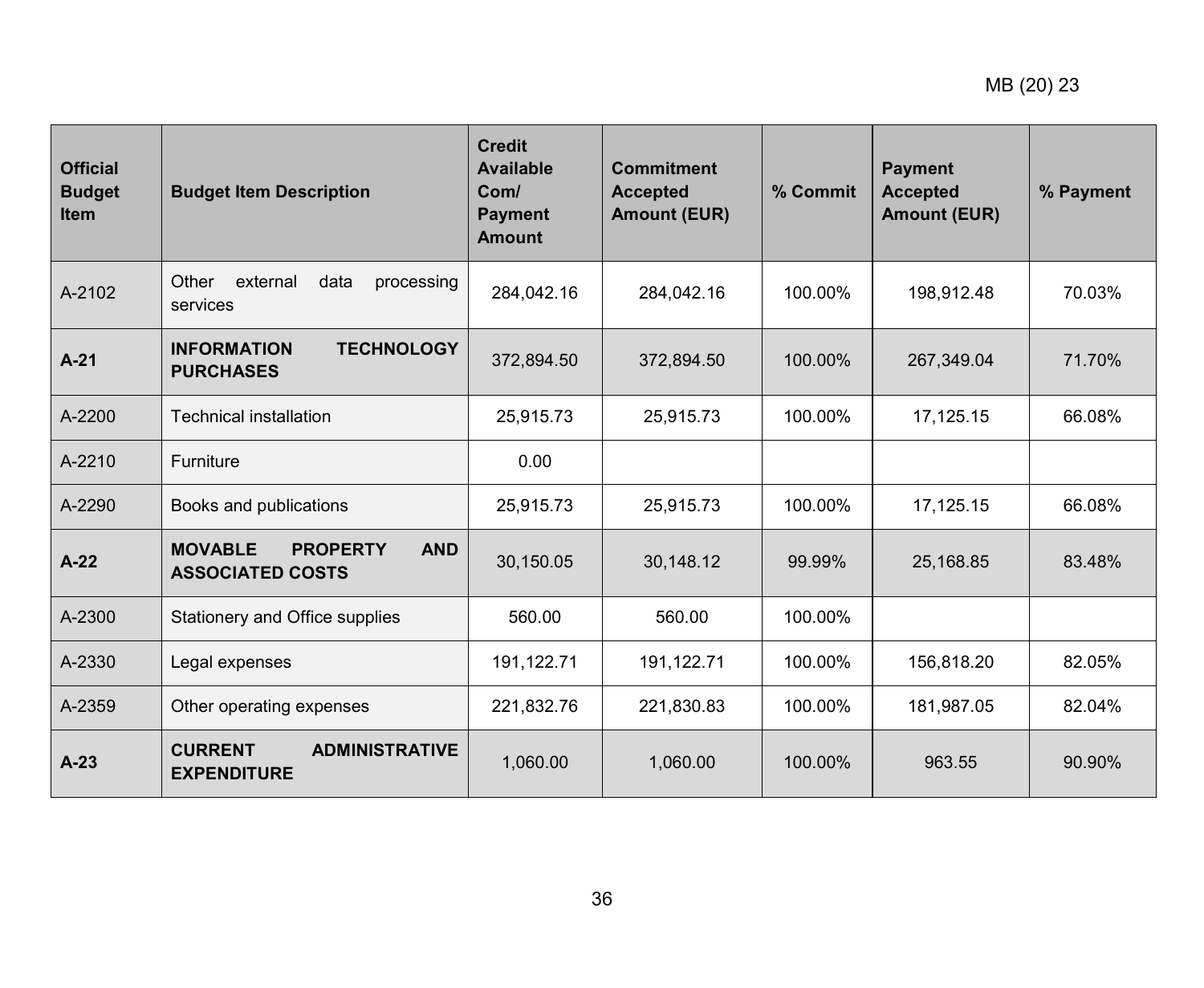| Official Budget Item | Budget Item Description | Credit Available Com/ Payment Amount | Commitment Accepted Amount (EUR) | % Commit | Payment Accepted Amount (EUR) | % Payment |
|---|---|---|---|---|---|---|
| A-2102 | Other external data processing services | 284,042.16 | 284,042.16 | 100.00% | 198,912.48 | 70.03% |
| **A-21** | **INFORMATION TECHNOLOGY PURCHASES** | 372,894.50 | 372,894.50 | 100.00% | 267,349.04 | 71.70% |
| A-2200 | Technical installation | 25,915.73 | 25,915.73 | 100.00% | 17,125.15 | 66.08% |
| A-2210 | Furniture | 0.00 | | | | |
| A-2290 | Books and publications | 25,915.73 | 25,915.73 | 100.00% | 17,125.15 | 66.08% |
| **A-22** | **MOVABLE PROPERTY AND ASSOCIATED COSTS** | 30,150.05 | 30,148.12 | 99.99% | 25,168.85 | 83.48% |
| A-2300 | Stationery and Office supplies | 560.00 | 560.00 | 100.00% | | |
| A-2330 | Legal expenses | 191,122.71 | 191,122.71 | 100.00% | 156,818.20 | 82.05% |
| A-2359 | Other operating expenses | 221,832.76 | 221,830.83 | 100.00% | 181,987.05 | 82.04% |
| **A-23** | **CURRENT ADMINISTRATIVE EXPENDITURE** | 1,060.00 | 1,060.00 | 100.00% | 963.55 | 90.90% |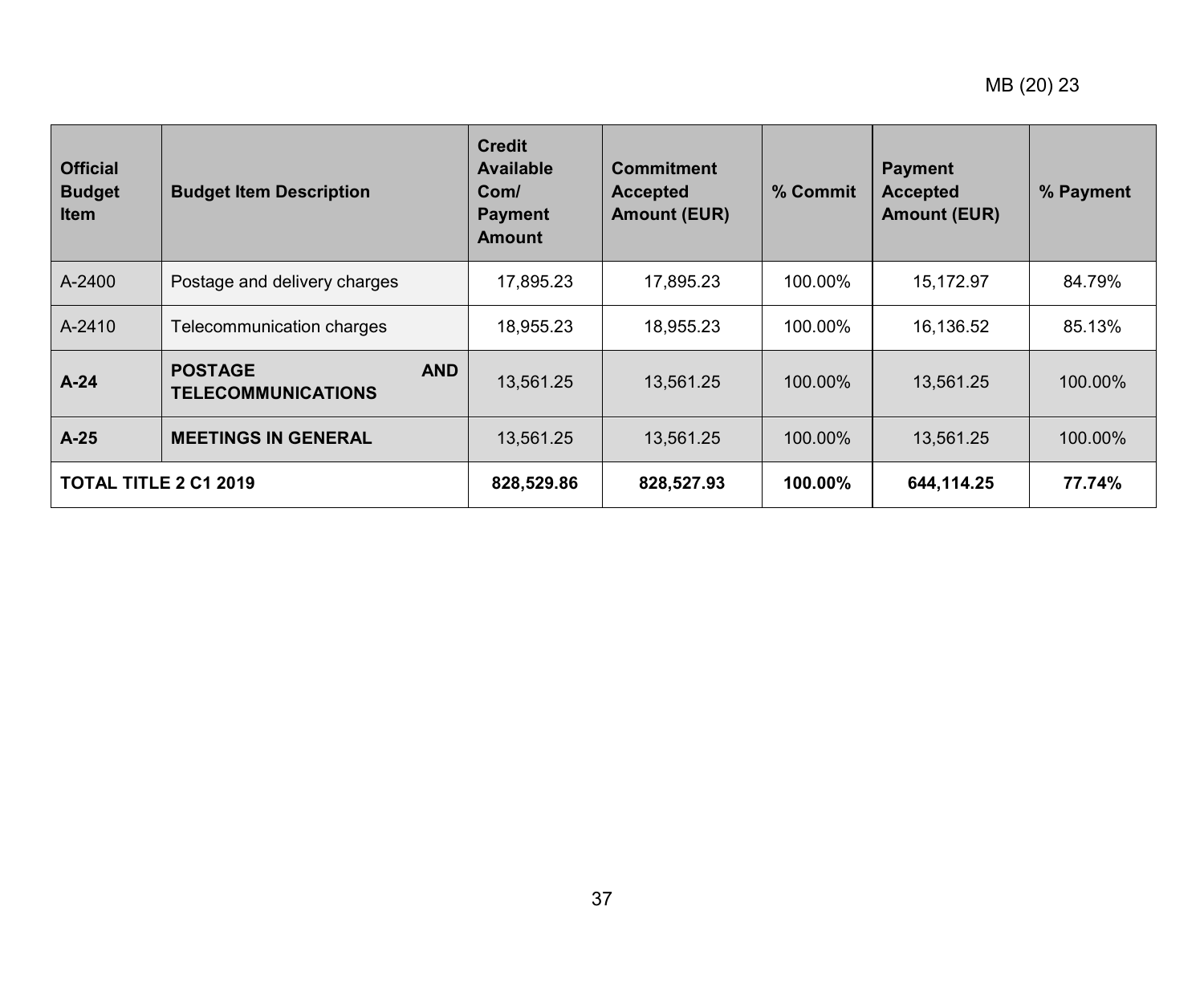| Official Budget Item | Budget Item Description | Credit Available Com/ Payment Amount | Commitment Accepted Amount (EUR) | % Commit | Payment Accepted Amount (EUR) | % Payment |
|---|---|---|---|---|---|---|
| A-2400 | Postage and delivery charges | 17,895.23 | 17,895.23 | 100.00% | 15,172.97 | 84.79% |
| A-2410 | Telecommunication charges | 18,955.23 | 18,955.23 | 100.00% | 16,136.52 | 85.13% |
| **A-24** | **POSTAGE AND TELECOMMUNICATIONS** | 13,561.25 | 13,561.25 | 100.00% | 13,561.25 | 100.00% |
| **A-25** | **MEETINGS IN GENERAL** | 13,561.25 | 13,561.25 | 100.00% | 13,561.25 | 100.00% |
| **TOTAL TITLE 2 C1 2019** | | **828,529.86** | **828,527.93** | **100.00%** | **644,114.25** | **77.74%** |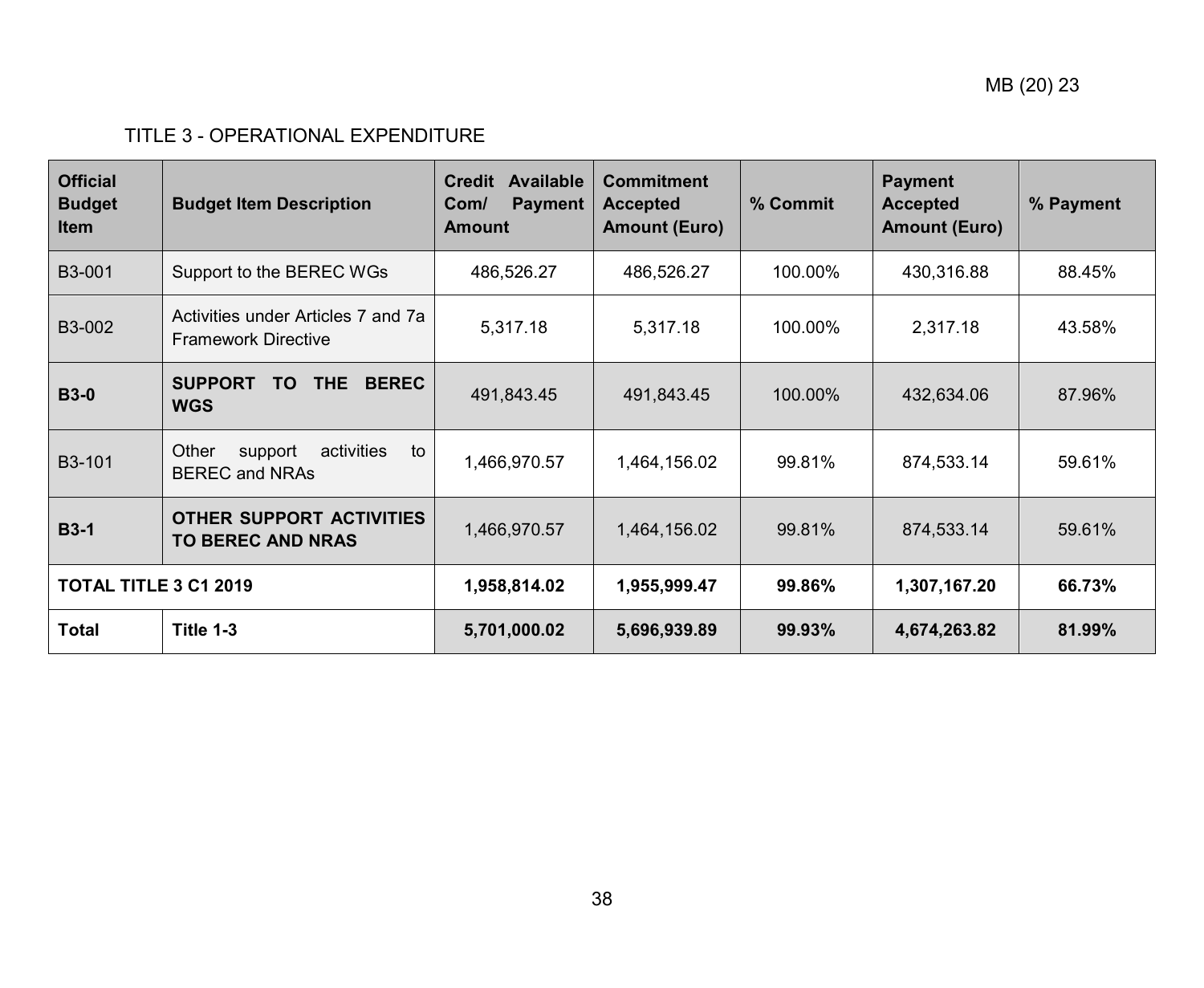TITLE 3 - OPERATIONAL EXPENDITURE

| Official Budget Item | Budget Item Description | Credit Available Com/ Payment Amount | Commitment Accepted Amount (Euro) | % Commit | Payment Accepted Amount (Euro) | % Payment |
|---|---|---|---|---|---|---|
| B3-001 | Support to the BEREC WGs | 486,526.27 | 486,526.27 | 100.00% | 430,316.88 | 88.45% |
| B3-002 | Activities under Articles 7 and 7a Framework Directive | 5,317.18 | 5,317.18 | 100.00% | 2,317.18 | 43.58% |
| **B3-0** | **SUPPORT TO THE BEREC WGS** | 491,843.45 | 491,843.45 | 100.00% | 432,634.06 | 87.96% |
| B3-101 | Other support activities to BEREC and NRAs | 1,466,970.57 | 1,464,156.02 | 99.81% | 874,533.14 | 59.61% |
| **B3-1** | **OTHER SUPPORT ACTIVITIES TO BEREC AND NRAS** | 1,466,970.57 | 1,464,156.02 | 99.81% | 874,533.14 | 59.61% |
| **TOTAL TITLE 3 C1 2019** | | **1,958,814.02** | **1,955,999.47** | **99.86%** | **1,307,167.20** | **66.73%** |
| **Total** | **Title 1-3** | **5,701,000.02** | **5,696,939.89** | **99.93%** | **4,674,263.82** | **81.99%** |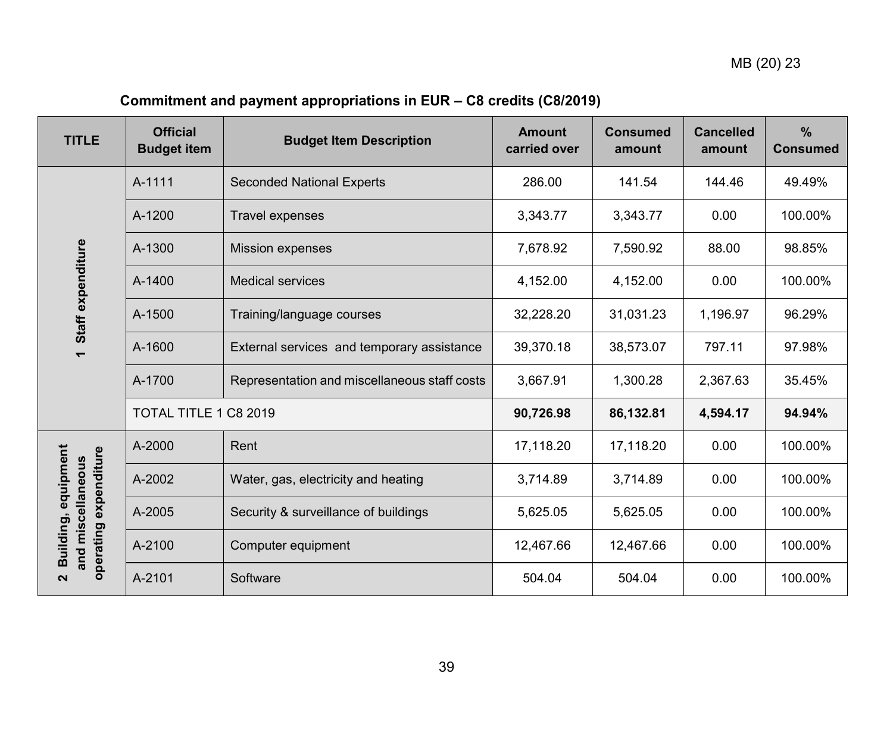**Commitment and payment appropriations in EUR – C8 credits (C8/2019)**

| TITLE | Official Budget item | Budget Item Description | Amount carried over | Consumed amount | Cancelled amount | % Consumed |
|---|---|---|---|---|---|---|
| 1 Staff expenditure | A-1111 | Seconded National Experts | 286.00 | 141.54 | 144.46 | 49.49% |
| | A-1200 | Travel expenses | 3,343.77 | 3,343.77 | 0.00 | 100.00% |
| | A-1300 | Mission expenses | 7,678.92 | 7,590.92 | 88.00 | 98.85% |
| | A-1400 | Medical services | 4,152.00 | 4,152.00 | 0.00 | 100.00% |
| | A-1500 | Training/language courses | 32,228.20 | 31,031.23 | 1,196.97 | 96.29% |
| | A-1600 | External services and temporary assistance | 39,370.18 | 38,573.07 | 797.11 | 97.98% |
| | A-1700 | Representation and miscellaneous staff costs | 3,667.91 | 1,300.28 | 2,367.63 | 35.45% |
| | TOTAL TITLE 1 C8 2019 | | **90,726.98** | **86,132.81** | **4,594.17** | **94.94%** |
| 2 Building, equipment and miscellaneous operating expenditure | A-2000 | Rent | 17,118.20 | 17,118.20 | 0.00 | 100.00% |
| | A-2002 | Water, gas, electricity and heating | 3,714.89 | 3,714.89 | 0.00 | 100.00% |
| | A-2005 | Security & surveillance of buildings | 5,625.05 | 5,625.05 | 0.00 | 100.00% |
| | A-2100 | Computer equipment | 12,467.66 | 12,467.66 | 0.00 | 100.00% |
| | A-2101 | Software | 504.04 | 504.04 | 0.00 | 100.00% |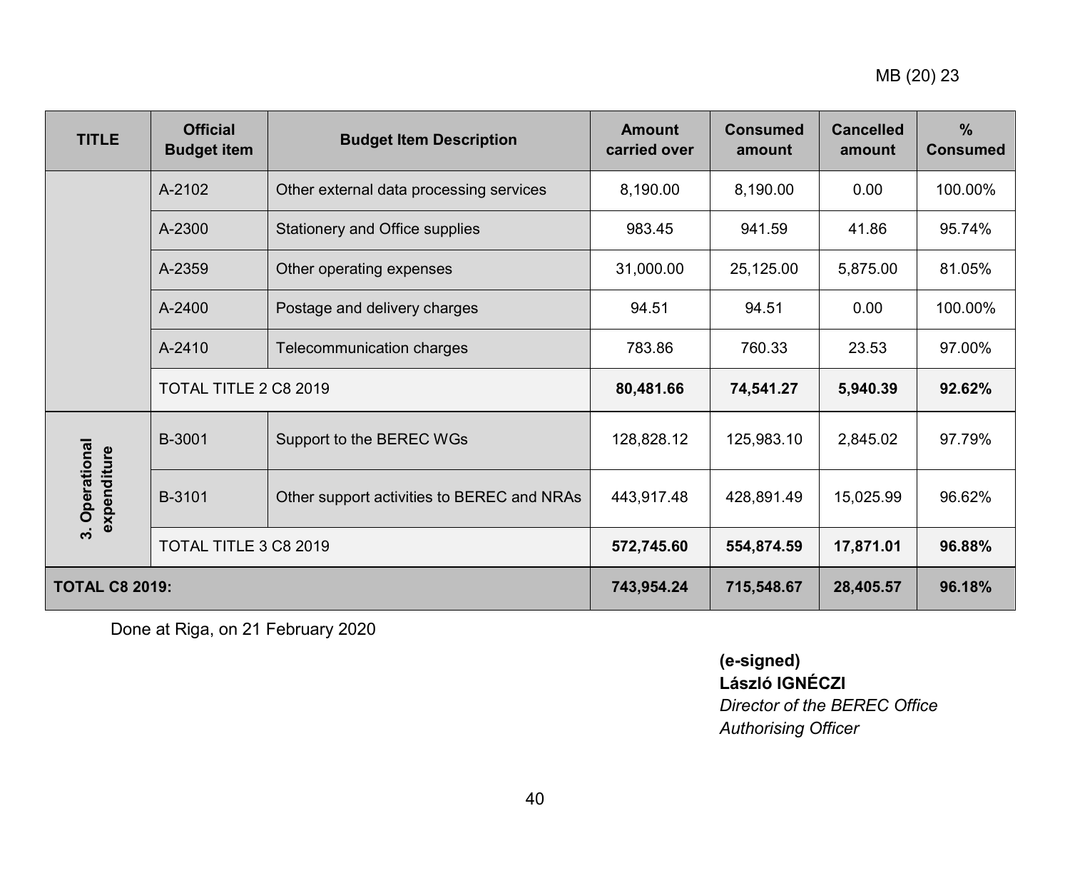| TITLE | Official Budget item | Budget Item Description | Amount carried over | Consumed amount | Cancelled amount | % Consumed |
|---|---|---|---|---|---|---|
| | A-2102 | Other external data processing services | 8,190.00 | 8,190.00 | 0.00 | 100.00% |
| | A-2300 | Stationery and Office supplies | 983.45 | 941.59 | 41.86 | 95.74% |
| | A-2359 | Other operating expenses | 31,000.00 | 25,125.00 | 5,875.00 | 81.05% |
| | A-2400 | Postage and delivery charges | 94.51 | 94.51 | 0.00 | 100.00% |
| | A-2410 | Telecommunication charges | 783.86 | 760.33 | 23.53 | 97.00% |
| | TOTAL TITLE 2 C8 2019 | | **80,481.66** | **74,541.27** | **5,940.39** | **92.62%** |
| **3. Operational expenditure** | B-3001 | Support to the BEREC WGs | 128,828.12 | 125,983.10 | 2,845.02 | 97.79% |
| | B-3101 | Other support activities to BEREC and NRAs | 443,917.48 | 428,891.49 | 15,025.99 | 96.62% |
| | TOTAL TITLE 3 C8 2019 | | **572,745.60** | **554,874.59** | **17,871.01** | **96.88%** |
| **TOTAL C8 2019:** | | | **743,954.24** | **715,548.67** | **28,405.57** | **96.18%** |

Done at Riga, on 21 February 2020

**(e-signed)**
**László IGNÉCZI**
*Director of the BEREC Office*
*Authorising Officer*